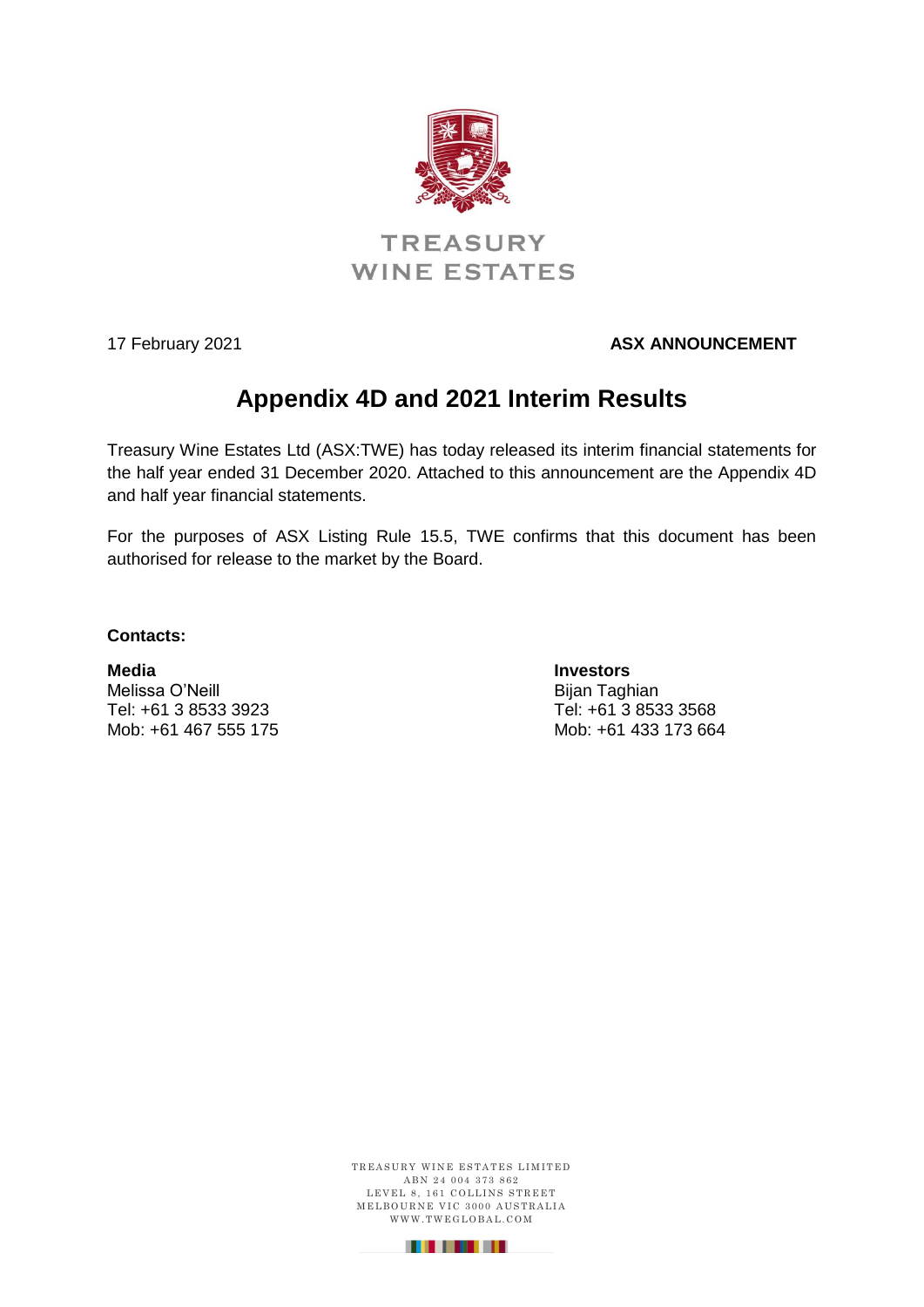TREASURY WINE ESTATES

17 February 2021

**ASX ANNOUNCEMENT**

# Appendix 4D and 2021 Interim Results

Treasury Wine Estates Ltd (ASX:TWE) has today released its interim financial statements for the half year ended 31 December 2020. Attached to this announcement are the Appendix 4D and half year financial statements.

For the purposes of ASX Listing Rule 15.5, TWE confirms that this document has been authorised for release to the market by the Board.

**Contacts:**

**Media**
Melissa O'Neill
Tel: +61 3 8533 3923
Mob: +61 467 555 175

**Investors**
Bijan Taghian
Tel: +61 3 8533 3568
Mob: +61 433 173 664

TREASURY WINE ESTATES LIMITED
ABN 24 004 373 862
LEVEL 8, 161 COLLINS STREET
MELBOURNE VIC 3000 AUSTRALIA
WWW.TWEGLOBAL.COM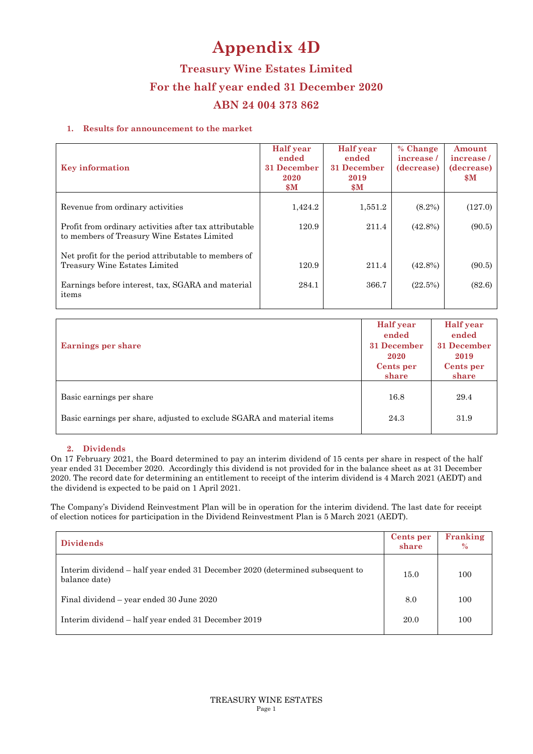# Appendix 4D

## Treasury Wine Estates Limited

## For the half year ended 31 December 2020

## ABN 24 004 373 862

### 1. Results for announcement to the market

| Key information | Half year ended 31 December 2020 $M | Half year ended 31 December 2019 $M | % Change increase / (decrease) | Amount increase / (decrease) $M |
|---|---|---|---|---|
| Revenue from ordinary activities | 1,424.2 | 1,551.2 | (8.2%) | (127.0) |
| Profit from ordinary activities after tax attributable to members of Treasury Wine Estates Limited | 120.9 | 211.4 | (42.8%) | (90.5) |
| Net profit for the period attributable to members of Treasury Wine Estates Limited | 120.9 | 211.4 | (42.8%) | (90.5) |
| Earnings before interest, tax, SGARA and material items | 284.1 | 366.7 | (22.5%) | (82.6) |

| Earnings per share | Half year ended 31 December 2020 Cents per share | Half year ended 31 December 2019 Cents per share |
|---|---|---|
| Basic earnings per share | 16.8 | 29.4 |
| Basic earnings per share, adjusted to exclude SGARA and material items | 24.3 | 31.9 |

### 2. Dividends

On 17 February 2021, the Board determined to pay an interim dividend of 15 cents per share in respect of the half year ended 31 December 2020. Accordingly this dividend is not provided for in the balance sheet as at 31 December 2020. The record date for determining an entitlement to receipt of the interim dividend is 4 March 2021 (AEDT) and the dividend is expected to be paid on 1 April 2021.

The Company's Dividend Reinvestment Plan will be in operation for the interim dividend. The last date for receipt of election notices for participation in the Dividend Reinvestment Plan is 5 March 2021 (AEDT).

| Dividends | Cents per share | Franking % |
|---|---|---|
| Interim dividend – half year ended 31 December 2020 (determined subsequent to balance date) | 15.0 | 100 |
| Final dividend – year ended 30 June 2020 | 8.0 | 100 |
| Interim dividend – half year ended 31 December 2019 | 20.0 | 100 |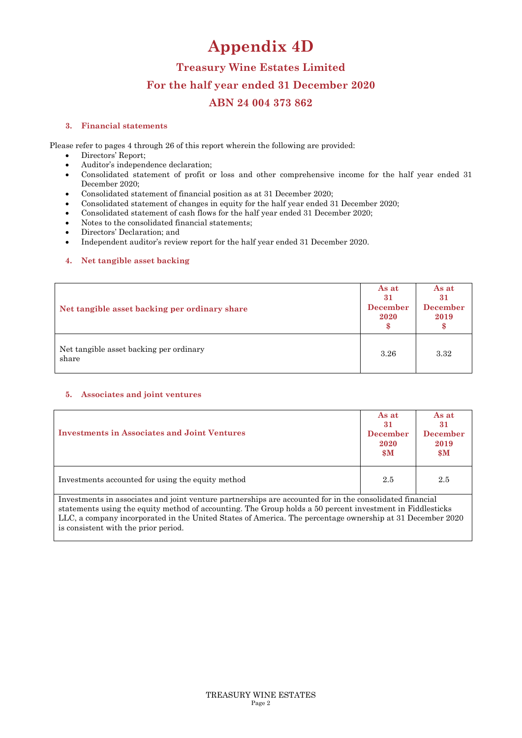# Appendix 4D

## Treasury Wine Estates Limited

## For the half year ended 31 December 2020

## ABN 24 004 373 862

### 3. Financial statements

Please refer to pages 4 through 26 of this report wherein the following are provided:

- Directors' Report;
- Auditor's independence declaration;
- Consolidated statement of profit or loss and other comprehensive income for the half year ended 31 December 2020;
- Consolidated statement of financial position as at 31 December 2020;
- Consolidated statement of changes in equity for the half year ended 31 December 2020;
- Consolidated statement of cash flows for the half year ended 31 December 2020;
- Notes to the consolidated financial statements;
- Directors' Declaration; and
- Independent auditor's review report for the half year ended 31 December 2020.

### 4. Net tangible asset backing

| Net tangible asset backing per ordinary share | As at 31 December 2020 $ | As at 31 December 2019 $ |
|---|---|---|
| Net tangible asset backing per ordinary share | 3.26 | 3.32 |

### 5. Associates and joint ventures

| Investments in Associates and Joint Ventures | As at 31 December 2020 $M | As at 31 December 2019 $M |
|---|---|---|
| Investments accounted for using the equity method | 2.5 | 2.5 |

Investments in associates and joint venture partnerships are accounted for in the consolidated financial statements using the equity method of accounting. The Group holds a 50 percent investment in Fiddlesticks LLC, a company incorporated in the United States of America. The percentage ownership at 31 December 2020 is consistent with the prior period.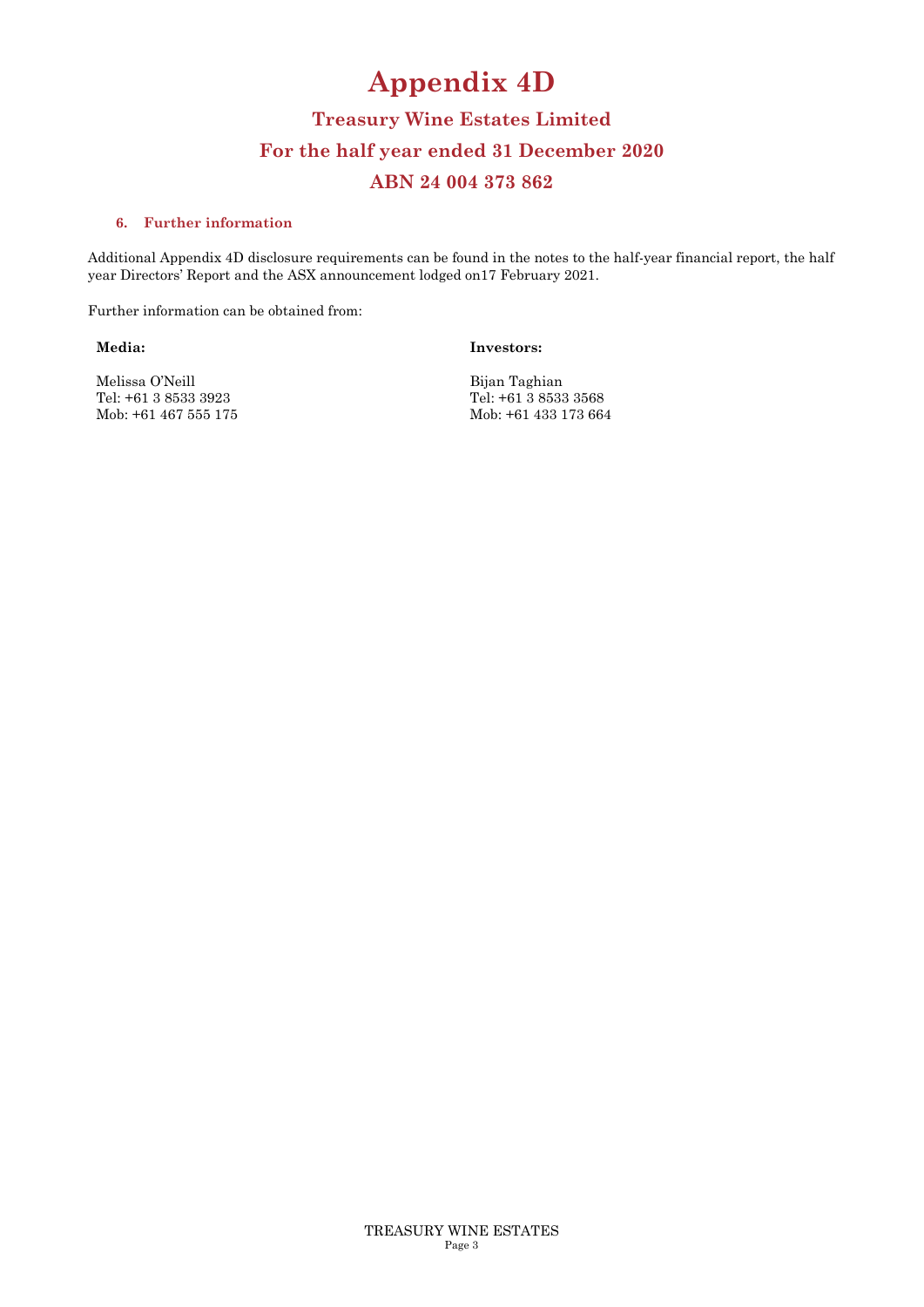# Appendix 4D

## Treasury Wine Estates Limited

## For the half year ended 31 December 2020

## ABN 24 004 373 862

### 6. Further information

Additional Appendix 4D disclosure requirements can be found in the notes to the half-year financial report, the half year Directors' Report and the ASX announcement lodged on17 February 2021.

Further information can be obtained from:

**Media:**

Melissa O'Neill
Tel: +61 3 8533 3923
Mob: +61 467 555 175

**Investors:**

Bijan Taghian
Tel: +61 3 8533 3568
Mob: +61 433 173 664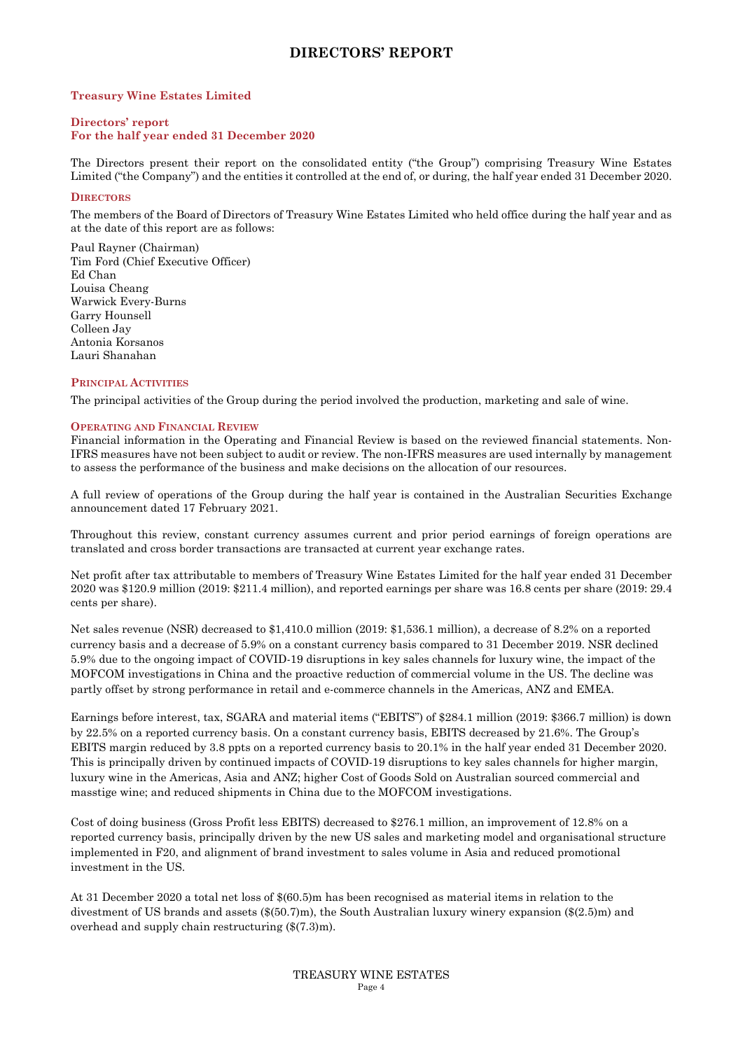# DIRECTORS' REPORT

**Treasury Wine Estates Limited**

**Directors' report**
**For the half year ended 31 December 2020**

The Directors present their report on the consolidated entity ("the Group") comprising Treasury Wine Estates Limited ("the Company") and the entities it controlled at the end of, or during, the half year ended 31 December 2020.

## DIRECTORS

The members of the Board of Directors of Treasury Wine Estates Limited who held office during the half year and as at the date of this report are as follows:

Paul Rayner (Chairman)
Tim Ford (Chief Executive Officer)
Ed Chan
Louisa Cheang
Warwick Every-Burns
Garry Hounsell
Colleen Jay
Antonia Korsanos
Lauri Shanahan

## PRINCIPAL ACTIVITIES

The principal activities of the Group during the period involved the production, marketing and sale of wine.

## OPERATING AND FINANCIAL REVIEW

Financial information in the Operating and Financial Review is based on the reviewed financial statements. Non-IFRS measures have not been subject to audit or review. The non-IFRS measures are used internally by management to assess the performance of the business and make decisions on the allocation of our resources.

A full review of operations of the Group during the half year is contained in the Australian Securities Exchange announcement dated 17 February 2021.

Throughout this review, constant currency assumes current and prior period earnings of foreign operations are translated and cross border transactions are transacted at current year exchange rates.

Net profit after tax attributable to members of Treasury Wine Estates Limited for the half year ended 31 December 2020 was $120.9 million (2019: $211.4 million), and reported earnings per share was 16.8 cents per share (2019: 29.4 cents per share).

Net sales revenue (NSR) decreased to $1,410.0 million (2019: $1,536.1 million), a decrease of 8.2% on a reported currency basis and a decrease of 5.9% on a constant currency basis compared to 31 December 2019. NSR declined 5.9% due to the ongoing impact of COVID-19 disruptions in key sales channels for luxury wine, the impact of the MOFCOM investigations in China and the proactive reduction of commercial volume in the US. The decline was partly offset by strong performance in retail and e-commerce channels in the Americas, ANZ and EMEA.

Earnings before interest, tax, SGARA and material items ("EBITS") of $284.1 million (2019: $366.7 million) is down by 22.5% on a reported currency basis. On a constant currency basis, EBITS decreased by 21.6%. The Group's EBITS margin reduced by 3.8 ppts on a reported currency basis to 20.1% in the half year ended 31 December 2020. This is principally driven by continued impacts of COVID-19 disruptions to key sales channels for higher margin, luxury wine in the Americas, Asia and ANZ; higher Cost of Goods Sold on Australian sourced commercial and masstige wine; and reduced shipments in China due to the MOFCOM investigations.

Cost of doing business (Gross Profit less EBITS) decreased to $276.1 million, an improvement of 12.8% on a reported currency basis, principally driven by the new US sales and marketing model and organisational structure implemented in F20, and alignment of brand investment to sales volume in Asia and reduced promotional investment in the US.

At 31 December 2020 a total net loss of $(60.5)m has been recognised as material items in relation to the divestment of US brands and assets ($(50.7)m), the South Australian luxury winery expansion ($(2.5)m) and overhead and supply chain restructuring ($(7.3)m).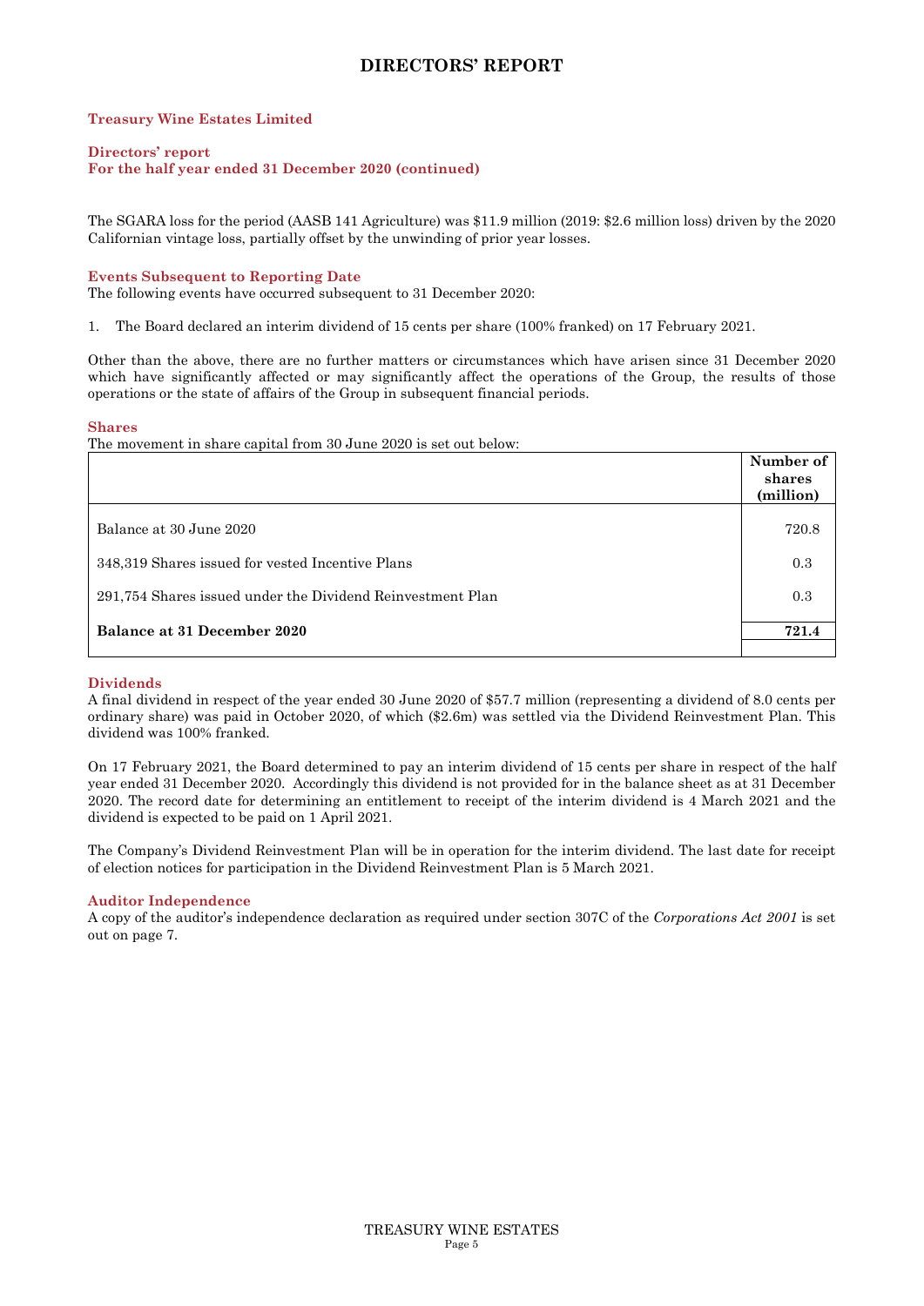# DIRECTORS' REPORT

**Treasury Wine Estates Limited**

**Directors' report**
**For the half year ended 31 December 2020 (continued)**

The SGARA loss for the period (AASB 141 Agriculture) was $11.9 million (2019: $2.6 million loss) driven by the 2020 Californian vintage loss, partially offset by the unwinding of prior year losses.

### Events Subsequent to Reporting Date

The following events have occurred subsequent to 31 December 2020:

1. The Board declared an interim dividend of 15 cents per share (100% franked) on 17 February 2021.

Other than the above, there are no further matters or circumstances which have arisen since 31 December 2020 which have significantly affected or may significantly affect the operations of the Group, the results of those operations or the state of affairs of the Group in subsequent financial periods.

### Shares

The movement in share capital from 30 June 2020 is set out below:

| | Number of shares (million) |
|---|---|
| Balance at 30 June 2020 | 720.8 |
| 348,319 Shares issued for vested Incentive Plans | 0.3 |
| 291,754 Shares issued under the Dividend Reinvestment Plan | 0.3 |
| **Balance at 31 December 2020** | **721.4** |

### Dividends

A final dividend in respect of the year ended 30 June 2020 of $57.7 million (representing a dividend of 8.0 cents per ordinary share) was paid in October 2020, of which ($2.6m) was settled via the Dividend Reinvestment Plan. This dividend was 100% franked.

On 17 February 2021, the Board determined to pay an interim dividend of 15 cents per share in respect of the half year ended 31 December 2020. Accordingly this dividend is not provided for in the balance sheet as at 31 December 2020. The record date for determining an entitlement to receipt of the interim dividend is 4 March 2021 and the dividend is expected to be paid on 1 April 2021.

The Company's Dividend Reinvestment Plan will be in operation for the interim dividend. The last date for receipt of election notices for participation in the Dividend Reinvestment Plan is 5 March 2021.

### Auditor Independence

A copy of the auditor's independence declaration as required under section 307C of the *Corporations Act 2001* is set out on page 7.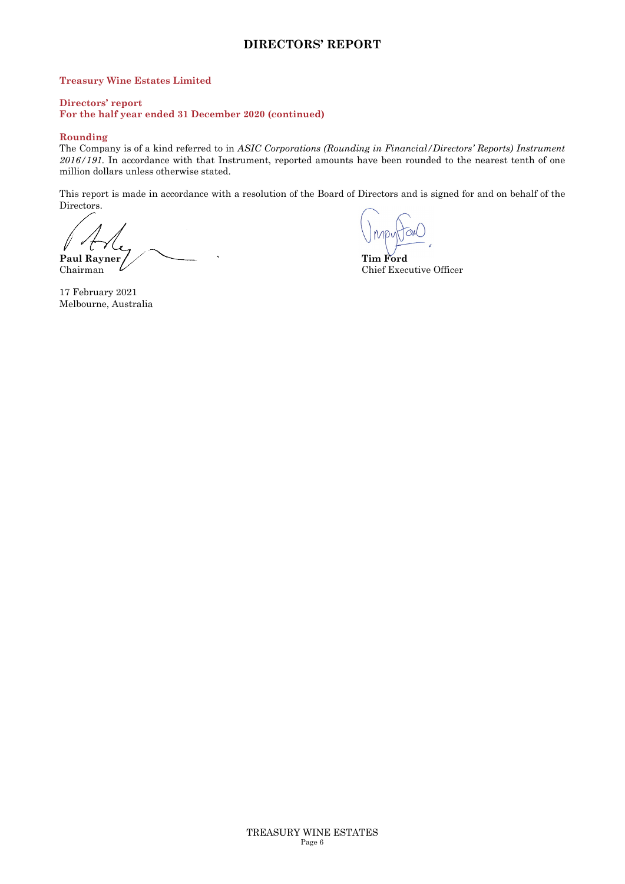# DIRECTORS' REPORT

**Treasury Wine Estates Limited**

**Directors' report**
**For the half year ended 31 December 2020 (continued)**

**Rounding**

The Company is of a kind referred to in *ASIC Corporations (Rounding in Financial/Directors' Reports) Instrument 2016/191*. In accordance with that Instrument, reported amounts have been rounded to the nearest tenth of one million dollars unless otherwise stated.

This report is made in accordance with a resolution of the Board of Directors and is signed for and on behalf of the Directors.

**Paul Rayner**
Chairman

**Tim Ford**
Chief Executive Officer

17 February 2021
Melbourne, Australia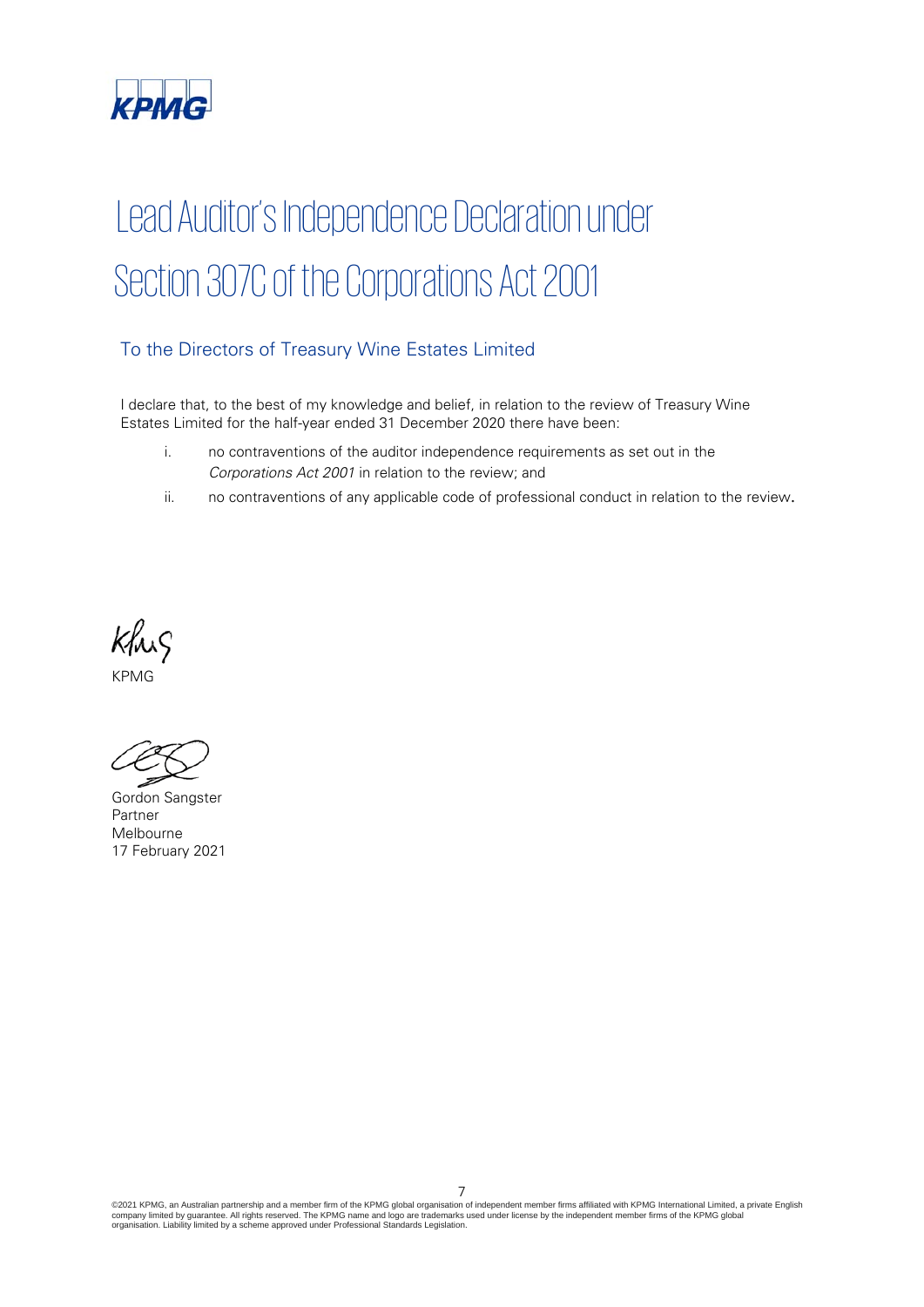# Lead Auditor's Independence Declaration under Section 307C of the Corporations Act 2001

## To the Directors of Treasury Wine Estates Limited

I declare that, to the best of my knowledge and belief, in relation to the review of Treasury Wine Estates Limited for the half-year ended 31 December 2020 there have been:

i. no contraventions of the auditor independence requirements as set out in the *Corporations Act 2001* in relation to the review; and

ii. no contraventions of any applicable code of professional conduct in relation to the review.

KPMG

Gordon Sangster
Partner
Melbourne
17 February 2021

©2021 KPMG, an Australian partnership and a member firm of the KPMG global organisation of independent member firms affiliated with KPMG International Limited, a private English company limited by guarantee. All rights reserved. The KPMG name and logo are trademarks used under license by the independent member firms of the KPMG global organisation. Liability limited by a scheme approved under Professional Standards Legislation.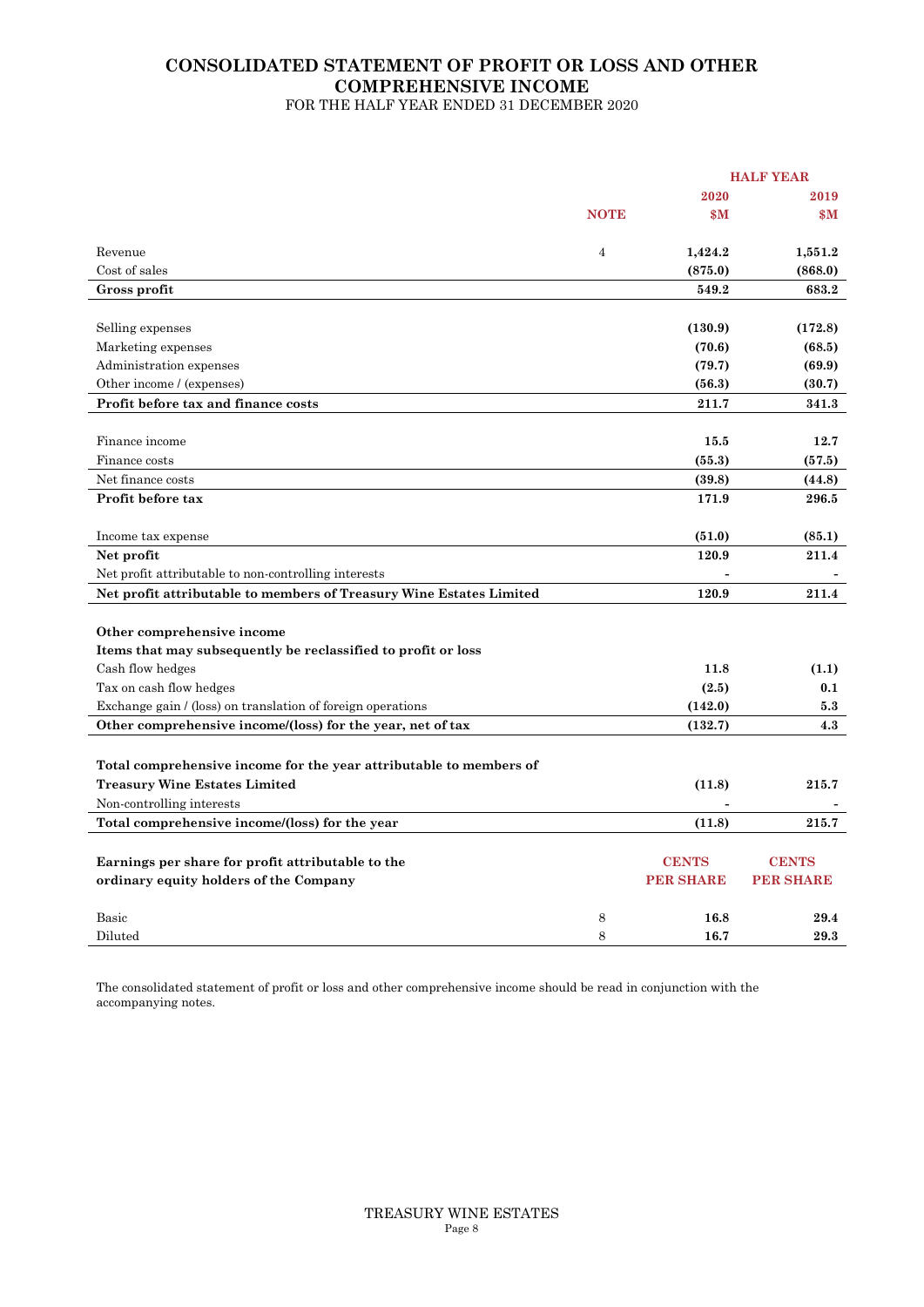# CONSOLIDATED STATEMENT OF PROFIT OR LOSS AND OTHER COMPREHENSIVE INCOME

FOR THE HALF YEAR ENDED 31 DECEMBER 2020

| | NOTE | HALF YEAR 2020 $M | HALF YEAR 2019 $M |
|---|---|---|---|
| Revenue | 4 | **1,424.2** | **1,551.2** |
| Cost of sales | | **(875.0)** | **(868.0)** |
| **Gross profit** | | **549.2** | **683.2** |
| | | | |
| Selling expenses | | **(130.9)** | **(172.8)** |
| Marketing expenses | | **(70.6)** | **(68.5)** |
| Administration expenses | | **(79.7)** | **(69.9)** |
| Other income / (expenses) | | **(56.3)** | **(30.7)** |
| **Profit before tax and finance costs** | | **211.7** | **341.3** |
| | | | |
| Finance income | | **15.5** | **12.7** |
| Finance costs | | **(55.3)** | **(57.5)** |
| Net finance costs | | **(39.8)** | **(44.8)** |
| **Profit before tax** | | **171.9** | **296.5** |
| | | | |
| Income tax expense | | **(51.0)** | **(85.1)** |
| **Net profit** | | **120.9** | **211.4** |
| Net profit attributable to non-controlling interests | | - | - |
| **Net profit attributable to members of Treasury Wine Estates Limited** | | **120.9** | **211.4** |
| | | | |
| **Other comprehensive income** | | | |
| **Items that may subsequently be reclassified to profit or loss** | | | |
| Cash flow hedges | | **11.8** | **(1.1)** |
| Tax on cash flow hedges | | **(2.5)** | **0.1** |
| Exchange gain / (loss) on translation of foreign operations | | **(142.0)** | **5.3** |
| **Other comprehensive income/(loss) for the year, net of tax** | | **(132.7)** | **4.3** |
| | | | |
| **Total comprehensive income for the year attributable to members of Treasury Wine Estates Limited** | | **(11.8)** | **215.7** |
| Non-controlling interests | | - | - |
| **Total comprehensive income/(loss) for the year** | | **(11.8)** | **215.7** |
| | | | |
| **Earnings per share for profit attributable to the ordinary equity holders of the Company** | | **CENTS PER SHARE** | **CENTS PER SHARE** |
| Basic | 8 | **16.8** | **29.4** |
| Diluted | 8 | **16.7** | **29.3** |

The consolidated statement of profit or loss and other comprehensive income should be read in conjunction with the accompanying notes.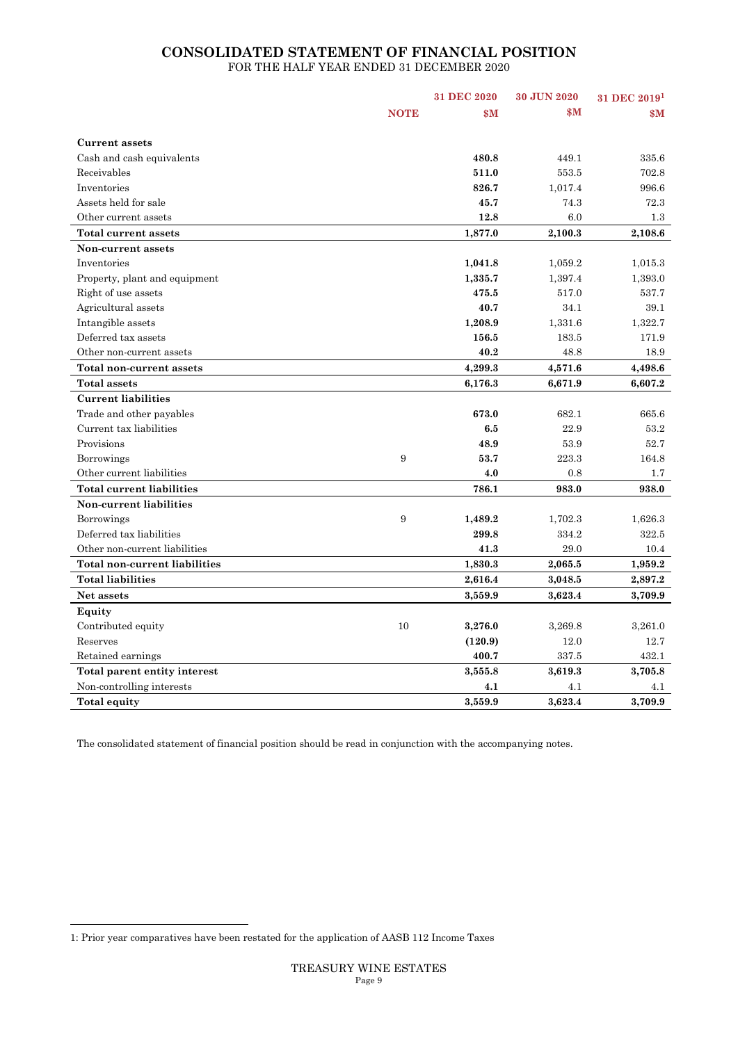# CONSOLIDATED STATEMENT OF FINANCIAL POSITION

FOR THE HALF YEAR ENDED 31 DECEMBER 2020

| | NOTE | 31 DEC 2020 $M | 30 JUN 2020 $M | 31 DEC 2019[1] $M |
|---|---|---|---|---|
| **Current assets** | | | | |
| Cash and cash equivalents | | **480.8** | 449.1 | 335.6 |
| Receivables | | **511.0** | 553.5 | 702.8 |
| Inventories | | **826.7** | 1,017.4 | 996.6 |
| Assets held for sale | | **45.7** | 74.3 | 72.3 |
| Other current assets | | **12.8** | 6.0 | 1.3 |
| **Total current assets** | | **1,877.0** | **2,100.3** | **2,108.6** |
| **Non-current assets** | | | | |
| Inventories | | **1,041.8** | 1,059.2 | 1,015.3 |
| Property, plant and equipment | | **1,335.7** | 1,397.4 | 1,393.0 |
| Right of use assets | | **475.5** | 517.0 | 537.7 |
| Agricultural assets | | **40.7** | 34.1 | 39.1 |
| Intangible assets | | **1,208.9** | 1,331.6 | 1,322.7 |
| Deferred tax assets | | **156.5** | 183.5 | 171.9 |
| Other non-current assets | | **40.2** | 48.8 | 18.9 |
| **Total non-current assets** | | **4,299.3** | **4,571.6** | **4,498.6** |
| **Total assets** | | **6,176.3** | **6,671.9** | **6,607.2** |
| **Current liabilities** | | | | |
| Trade and other payables | | **673.0** | 682.1 | 665.6 |
| Current tax liabilities | | **6.5** | 22.9 | 53.2 |
| Provisions | | **48.9** | 53.9 | 52.7 |
| Borrowings | 9 | **53.7** | 223.3 | 164.8 |
| Other current liabilities | | **4.0** | 0.8 | 1.7 |
| **Total current liabilities** | | **786.1** | **983.0** | **938.0** |
| **Non-current liabilities** | | | | |
| Borrowings | 9 | **1,489.2** | 1,702.3 | 1,626.3 |
| Deferred tax liabilities | | **299.8** | 334.2 | 322.5 |
| Other non-current liabilities | | **41.3** | 29.0 | 10.4 |
| **Total non-current liabilities** | | **1,830.3** | **2,065.5** | **1,959.2** |
| **Total liabilities** | | **2,616.4** | **3,048.5** | **2,897.2** |
| **Net assets** | | **3,559.9** | **3,623.4** | **3,709.9** |
| **Equity** | | | | |
| Contributed equity | 10 | **3,276.0** | 3,269.8 | 3,261.0 |
| Reserves | | **(120.9)** | 12.0 | 12.7 |
| Retained earnings | | **400.7** | 337.5 | 432.1 |
| **Total parent entity interest** | | **3,555.8** | **3,619.3** | **3,705.8** |
| Non-controlling interests | | **4.1** | 4.1 | 4.1 |
| **Total equity** | | **3,559.9** | **3,623.4** | **3,709.9** |

The consolidated statement of financial position should be read in conjunction with the accompanying notes.

1: Prior year comparatives have been restated for the application of AASB 112 Income Taxes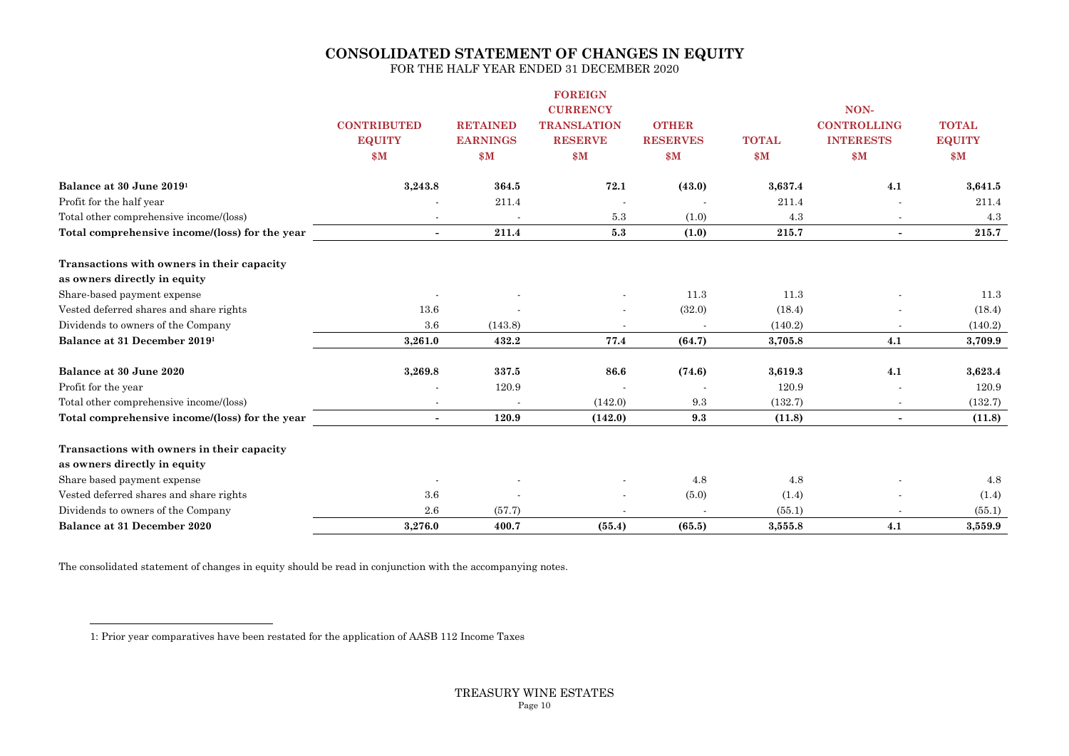# CONSOLIDATED STATEMENT OF CHANGES IN EQUITY

FOR THE HALF YEAR ENDED 31 DECEMBER 2020

| | CONTRIBUTED EQUITY $M | RETAINED EARNINGS $M | FOREIGN CURRENCY TRANSLATION RESERVE $M | OTHER RESERVES $M | TOTAL $M | NON-CONTROLLING INTERESTS $M | TOTAL EQUITY $M |
|---|---|---|---|---|---|---|---|
| **Balance at 30 June 2019[1]** | **3,243.8** | **364.5** | **72.1** | **(43.0)** | **3,637.4** | **4.1** | **3,641.5** |
| Profit for the half year | - | 211.4 | - | - | 211.4 | - | 211.4 |
| Total other comprehensive income/(loss) | - | - | 5.3 | (1.0) | 4.3 | - | 4.3 |
| **Total comprehensive income/(loss) for the year** | **-** | **211.4** | **5.3** | **(1.0)** | **215.7** | **-** | **215.7** |
| **Transactions with owners in their capacity as owners directly in equity** | | | | | | | |
| Share-based payment expense | - | - | - | 11.3 | 11.3 | - | 11.3 |
| Vested deferred shares and share rights | 13.6 | - | - | (32.0) | (18.4) | - | (18.4) |
| Dividends to owners of the Company | 3.6 | (143.8) | - | - | (140.2) | - | (140.2) |
| **Balance at 31 December 2019[1]** | **3,261.0** | **432.2** | **77.4** | **(64.7)** | **3,705.8** | **4.1** | **3,709.9** |
| **Balance at 30 June 2020** | **3,269.8** | **337.5** | **86.6** | **(74.6)** | **3,619.3** | **4.1** | **3,623.4** |
| Profit for the year | - | 120.9 | - | - | 120.9 | - | 120.9 |
| Total other comprehensive income/(loss) | - | - | (142.0) | 9.3 | (132.7) | - | (132.7) |
| **Total comprehensive income/(loss) for the year** | **-** | **120.9** | **(142.0)** | **9.3** | **(11.8)** | **-** | **(11.8)** |
| **Transactions with owners in their capacity as owners directly in equity** | | | | | | | |
| Share based payment expense | - | - | - | 4.8 | 4.8 | - | 4.8 |
| Vested deferred shares and share rights | 3.6 | - | - | (5.0) | (1.4) | - | (1.4) |
| Dividends to owners of the Company | 2.6 | (57.7) | - | - | (55.1) | - | (55.1) |
| **Balance at 31 December 2020** | **3,276.0** | **400.7** | **(55.4)** | **(65.5)** | **3,555.8** | **4.1** | **3,559.9** |

The consolidated statement of changes in equity should be read in conjunction with the accompanying notes.

1: Prior year comparatives have been restated for the application of AASB 112 Income Taxes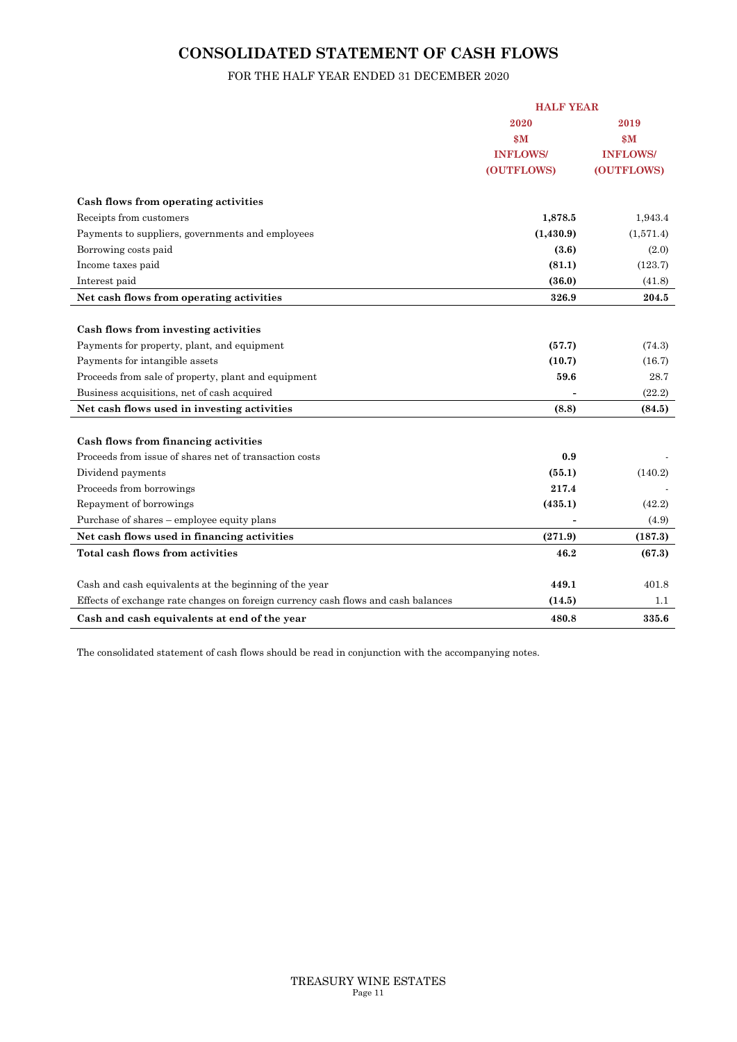# CONSOLIDATED STATEMENT OF CASH FLOWS

FOR THE HALF YEAR ENDED 31 DECEMBER 2020

| | HALF YEAR | |
|---|---|---|
| | 2020 | 2019 |
| | $M | $M |
| | INFLOWS/ (OUTFLOWS) | INFLOWS/ (OUTFLOWS) |
| **Cash flows from operating activities** | | |
| Receipts from customers | **1,878.5** | 1,943.4 |
| Payments to suppliers, governments and employees | **(1,430.9)** | (1,571.4) |
| Borrowing costs paid | **(3.6)** | (2.0) |
| Income taxes paid | **(81.1)** | (123.7) |
| Interest paid | **(36.0)** | (41.8) |
| **Net cash flows from operating activities** | **326.9** | **204.5** |
| **Cash flows from investing activities** | | |
| Payments for property, plant, and equipment | **(57.7)** | (74.3) |
| Payments for intangible assets | **(10.7)** | (16.7) |
| Proceeds from sale of property, plant and equipment | **59.6** | 28.7 |
| Business acquisitions, net of cash acquired | **-** | (22.2) |
| **Net cash flows used in investing activities** | **(8.8)** | **(84.5)** |
| **Cash flows from financing activities** | | |
| Proceeds from issue of shares net of transaction costs | **0.9** | - |
| Dividend payments | **(55.1)** | (140.2) |
| Proceeds from borrowings | **217.4** | - |
| Repayment of borrowings | **(435.1)** | (42.2) |
| Purchase of shares – employee equity plans | **-** | (4.9) |
| **Net cash flows used in financing activities** | **(271.9)** | **(187.3)** |
| **Total cash flows from activities** | **46.2** | **(67.3)** |
| Cash and cash equivalents at the beginning of the year | **449.1** | 401.8 |
| Effects of exchange rate changes on foreign currency cash flows and cash balances | **(14.5)** | 1.1 |
| **Cash and cash equivalents at end of the year** | **480.8** | **335.6** |

The consolidated statement of cash flows should be read in conjunction with the accompanying notes.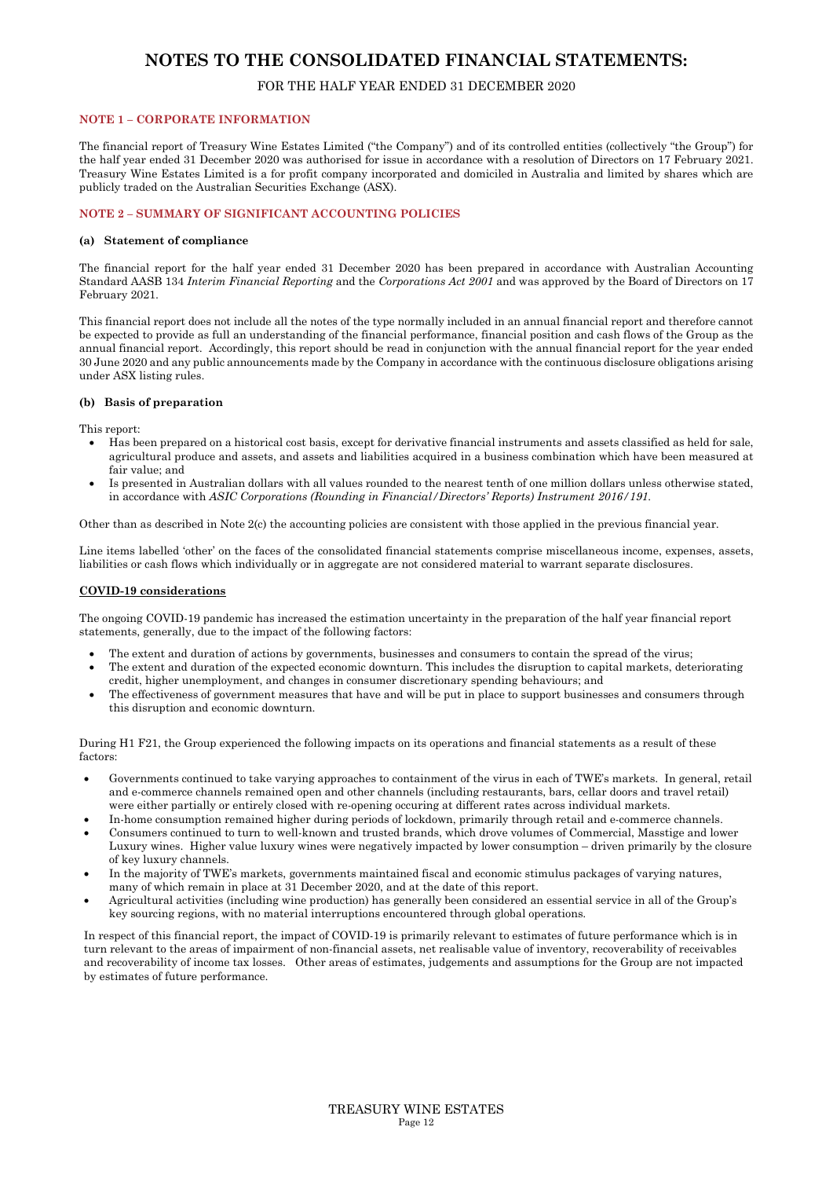# NOTES TO THE CONSOLIDATED FINANCIAL STATEMENTS:

FOR THE HALF YEAR ENDED 31 DECEMBER 2020

## NOTE 1 – CORPORATE INFORMATION

The financial report of Treasury Wine Estates Limited ("the Company") and of its controlled entities (collectively "the Group") for the half year ended 31 December 2020 was authorised for issue in accordance with a resolution of Directors on 17 February 2021. Treasury Wine Estates Limited is a for profit company incorporated and domiciled in Australia and limited by shares which are publicly traded on the Australian Securities Exchange (ASX).

## NOTE 2 – SUMMARY OF SIGNIFICANT ACCOUNTING POLICIES

### (a) Statement of compliance

The financial report for the half year ended 31 December 2020 has been prepared in accordance with Australian Accounting Standard AASB 134 *Interim Financial Reporting* and the *Corporations Act 2001* and was approved by the Board of Directors on 17 February 2021.

This financial report does not include all the notes of the type normally included in an annual financial report and therefore cannot be expected to provide as full an understanding of the financial performance, financial position and cash flows of the Group as the annual financial report. Accordingly, this report should be read in conjunction with the annual financial report for the year ended 30 June 2020 and any public announcements made by the Company in accordance with the continuous disclosure obligations arising under ASX listing rules.

### (b) Basis of preparation

This report:

- Has been prepared on a historical cost basis, except for derivative financial instruments and assets classified as held for sale, agricultural produce and assets, and assets and liabilities acquired in a business combination which have been measured at fair value; and
- Is presented in Australian dollars with all values rounded to the nearest tenth of one million dollars unless otherwise stated, in accordance with *ASIC Corporations (Rounding in Financial/Directors' Reports) Instrument 2016/191.*

Other than as described in Note 2(c) the accounting policies are consistent with those applied in the previous financial year.

Line items labelled 'other' on the faces of the consolidated financial statements comprise miscellaneous income, expenses, assets, liabilities or cash flows which individually or in aggregate are not considered material to warrant separate disclosures.

**COVID-19 considerations**

The ongoing COVID-19 pandemic has increased the estimation uncertainty in the preparation of the half year financial report statements, generally, due to the impact of the following factors:

- The extent and duration of actions by governments, businesses and consumers to contain the spread of the virus;
- The extent and duration of the expected economic downturn. This includes the disruption to capital markets, deteriorating credit, higher unemployment, and changes in consumer discretionary spending behaviours; and
- The effectiveness of government measures that have and will be put in place to support businesses and consumers through this disruption and economic downturn.

During H1 F21, the Group experienced the following impacts on its operations and financial statements as a result of these factors:

- Governments continued to take varying approaches to containment of the virus in each of TWE's markets. In general, retail and e-commerce channels remained open and other channels (including restaurants, bars, cellar doors and travel retail) were either partially or entirely closed with re-opening occuring at different rates across individual markets.
- In-home consumption remained higher during periods of lockdown, primarily through retail and e-commerce channels.
- Consumers continued to turn to well-known and trusted brands, which drove volumes of Commercial, Masstige and lower Luxury wines. Higher value luxury wines were negatively impacted by lower consumption – driven primarily by the closure of key luxury channels.
- In the majority of TWE's markets, governments maintained fiscal and economic stimulus packages of varying natures, many of which remain in place at 31 December 2020, and at the date of this report.
- Agricultural activities (including wine production) has generally been considered an essential service in all of the Group's key sourcing regions, with no material interruptions encountered through global operations.

In respect of this financial report, the impact of COVID-19 is primarily relevant to estimates of future performance which is in turn relevant to the areas of impairment of non-financial assets, net realisable value of inventory, recoverability of receivables and recoverability of income tax losses. Other areas of estimates, judgements and assumptions for the Group are not impacted by estimates of future performance.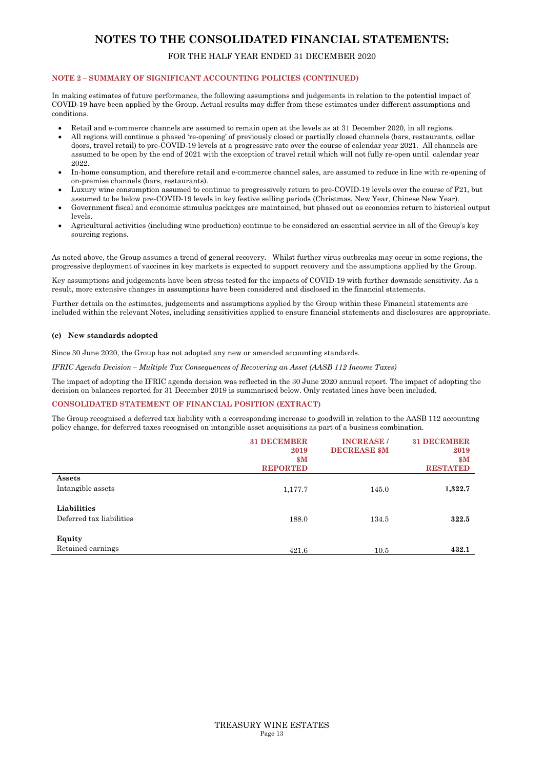# NOTES TO THE CONSOLIDATED FINANCIAL STATEMENTS:

FOR THE HALF YEAR ENDED 31 DECEMBER 2020

### NOTE 2 – SUMMARY OF SIGNIFICANT ACCOUNTING POLICIES (CONTINUED)

In making estimates of future performance, the following assumptions and judgements in relation to the potential impact of COVID-19 have been applied by the Group. Actual results may differ from these estimates under different assumptions and conditions.

- Retail and e-commerce channels are assumed to remain open at the levels as at 31 December 2020, in all regions.
- All regions will continue a phased 're-opening' of previously closed or partially closed channels (bars, restaurants, cellar doors, travel retail) to pre-COVID-19 levels at a progressive rate over the course of calendar year 2021. All channels are assumed to be open by the end of 2021 with the exception of travel retail which will not fully re-open until calendar year 2022.
- In-home consumption, and therefore retail and e-commerce channel sales, are assumed to reduce in line with re-opening of on-premise channels (bars, restaurants).
- Luxury wine consumption assumed to continue to progressively return to pre-COVID-19 levels over the course of F21, but assumed to be below pre-COVID-19 levels in key festive selling periods (Christmas, New Year, Chinese New Year).
- Government fiscal and economic stimulus packages are maintained, but phased out as economies return to historical output levels.
- Agricultural activities (including wine production) continue to be considered an essential service in all of the Group's key sourcing regions.

As noted above, the Group assumes a trend of general recovery. Whilst further virus outbreaks may occur in some regions, the progressive deployment of vaccines in key markets is expected to support recovery and the assumptions applied by the Group.

Key assumptions and judgements have been stress tested for the impacts of COVID-19 with further downside sensitivity. As a result, more extensive changes in assumptions have been considered and disclosed in the financial statements.

Further details on the estimates, judgements and assumptions applied by the Group within these Financial statements are included within the relevant Notes, including sensitivities applied to ensure financial statements and disclosures are appropriate.

#### (c) New standards adopted

Since 30 June 2020, the Group has not adopted any new or amended accounting standards.

*IFRIC Agenda Decision – Multiple Tax Consequences of Recovering an Asset (AASB 112 Income Taxes)*

The impact of adopting the IFRIC agenda decision was reflected in the 30 June 2020 annual report. The impact of adopting the decision on balances reported for 31 December 2019 is summarised below. Only restated lines have been included.

### CONSOLIDATED STATEMENT OF FINANCIAL POSITION (EXTRACT)

The Group recognised a deferred tax liability with a corresponding increase to goodwill in relation to the AASB 112 accounting policy change, for deferred taxes recognised on intangible asset acquisitions as part of a business combination.

| | 31 DECEMBER 2019 $M REPORTED | INCREASE / DECREASE $M | 31 DECEMBER 2019 $M RESTATED |
|---|---|---|---|
| **Assets** | | | |
| Intangible assets | 1,177.7 | 145.0 | **1,322.7** |
| **Liabilities** | | | |
| Deferred tax liabilities | 188.0 | 134.5 | **322.5** |
| **Equity** | | | |
| Retained earnings | 421.6 | 10.5 | **432.1** |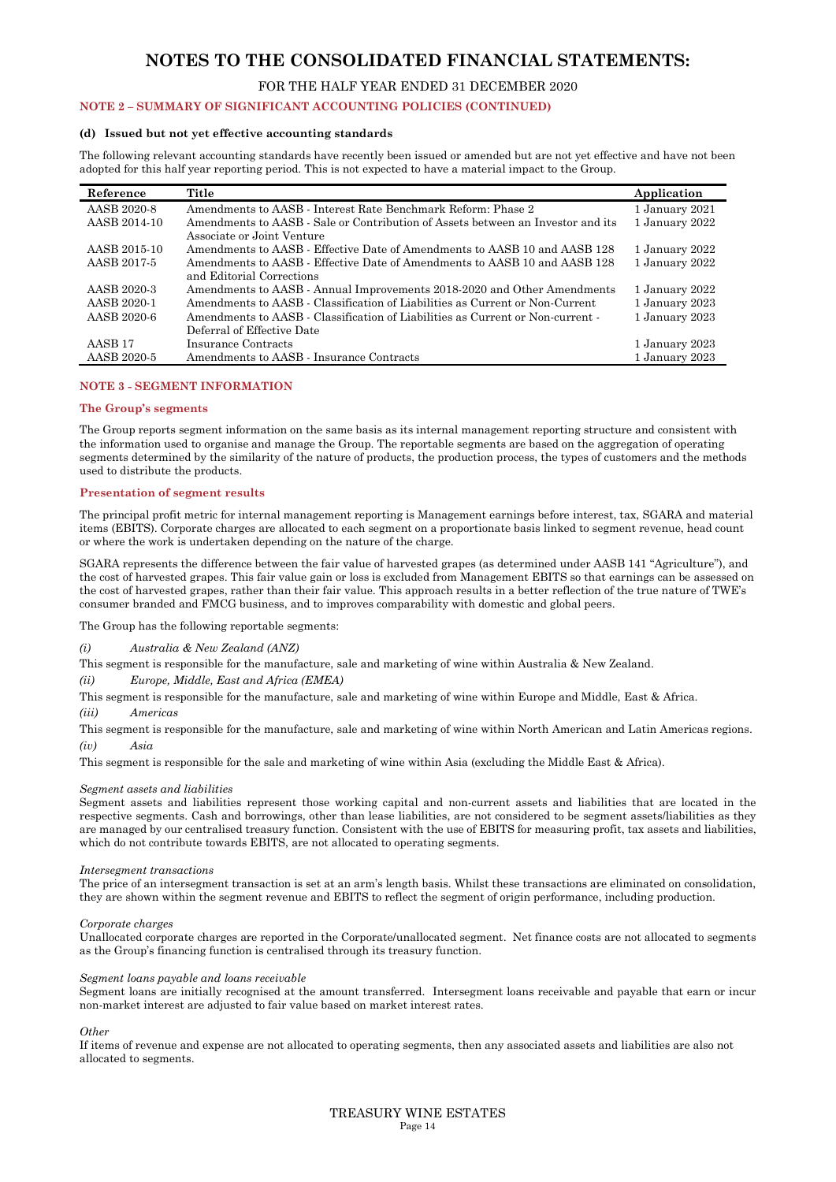# NOTES TO THE CONSOLIDATED FINANCIAL STATEMENTS:

FOR THE HALF YEAR ENDED 31 DECEMBER 2020

## NOTE 2 – SUMMARY OF SIGNIFICANT ACCOUNTING POLICIES (CONTINUED)

### (d) Issued but not yet effective accounting standards

The following relevant accounting standards have recently been issued or amended but are not yet effective and have not been adopted for this half year reporting period. This is not expected to have a material impact to the Group.

| Reference | Title | Application |
|---|---|---|
| AASB 2020-8 | Amendments to AASB - Interest Rate Benchmark Reform: Phase 2 | 1 January 2021 |
| AASB 2014-10 | Amendments to AASB - Sale or Contribution of Assets between an Investor and its Associate or Joint Venture | 1 January 2022 |
| AASB 2015-10 | Amendments to AASB - Effective Date of Amendments to AASB 10 and AASB 128 | 1 January 2022 |
| AASB 2017-5 | Amendments to AASB - Effective Date of Amendments to AASB 10 and AASB 128 and Editorial Corrections | 1 January 2022 |
| AASB 2020-3 | Amendments to AASB - Annual Improvements 2018-2020 and Other Amendments | 1 January 2022 |
| AASB 2020-1 | Amendments to AASB - Classification of Liabilities as Current or Non-Current | 1 January 2023 |
| AASB 2020-6 | Amendments to AASB - Classification of Liabilities as Current or Non-current - Deferral of Effective Date | 1 January 2023 |
| AASB 17 | Insurance Contracts | 1 January 2023 |
| AASB 2020-5 | Amendments to AASB - Insurance Contracts | 1 January 2023 |

## NOTE 3 - SEGMENT INFORMATION

### The Group's segments

The Group reports segment information on the same basis as its internal management reporting structure and consistent with the information used to organise and manage the Group. The reportable segments are based on the aggregation of operating segments determined by the similarity of the nature of products, the production process, the types of customers and the methods used to distribute the products.

### Presentation of segment results

The principal profit metric for internal management reporting is Management earnings before interest, tax, SGARA and material items (EBITS). Corporate charges are allocated to each segment on a proportionate basis linked to segment revenue, head count or where the work is undertaken depending on the nature of the charge.

SGARA represents the difference between the fair value of harvested grapes (as determined under AASB 141 "Agriculture"), and the cost of harvested grapes. This fair value gain or loss is excluded from Management EBITS so that earnings can be assessed on the cost of harvested grapes, rather than their fair value. This approach results in a better reflection of the true nature of TWE's consumer branded and FMCG business, and to improves comparability with domestic and global peers.

The Group has the following reportable segments:

*(i) Australia & New Zealand (ANZ)*

This segment is responsible for the manufacture, sale and marketing of wine within Australia & New Zealand.

*(ii) Europe, Middle, East and Africa (EMEA)*

This segment is responsible for the manufacture, sale and marketing of wine within Europe and Middle, East & Africa.

*(iii) Americas*

This segment is responsible for the manufacture, sale and marketing of wine within North American and Latin Americas regions.

*(iv) Asia*

This segment is responsible for the sale and marketing of wine within Asia (excluding the Middle East & Africa).

*Segment assets and liabilities*

Segment assets and liabilities represent those working capital and non-current assets and liabilities that are located in the respective segments. Cash and borrowings, other than lease liabilities, are not considered to be segment assets/liabilities as they are managed by our centralised treasury function. Consistent with the use of EBITS for measuring profit, tax assets and liabilities, which do not contribute towards EBITS, are not allocated to operating segments.

*Intersegment transactions*

The price of an intersegment transaction is set at an arm's length basis. Whilst these transactions are eliminated on consolidation, they are shown within the segment revenue and EBITS to reflect the segment of origin performance, including production.

*Corporate charges*

Unallocated corporate charges are reported in the Corporate/unallocated segment. Net finance costs are not allocated to segments as the Group's financing function is centralised through its treasury function.

*Segment loans payable and loans receivable*

Segment loans are initially recognised at the amount transferred. Intersegment loans receivable and payable that earn or incur non-market interest are adjusted to fair value based on market interest rates.

*Other*

If items of revenue and expense are not allocated to operating segments, then any associated assets and liabilities are also not allocated to segments.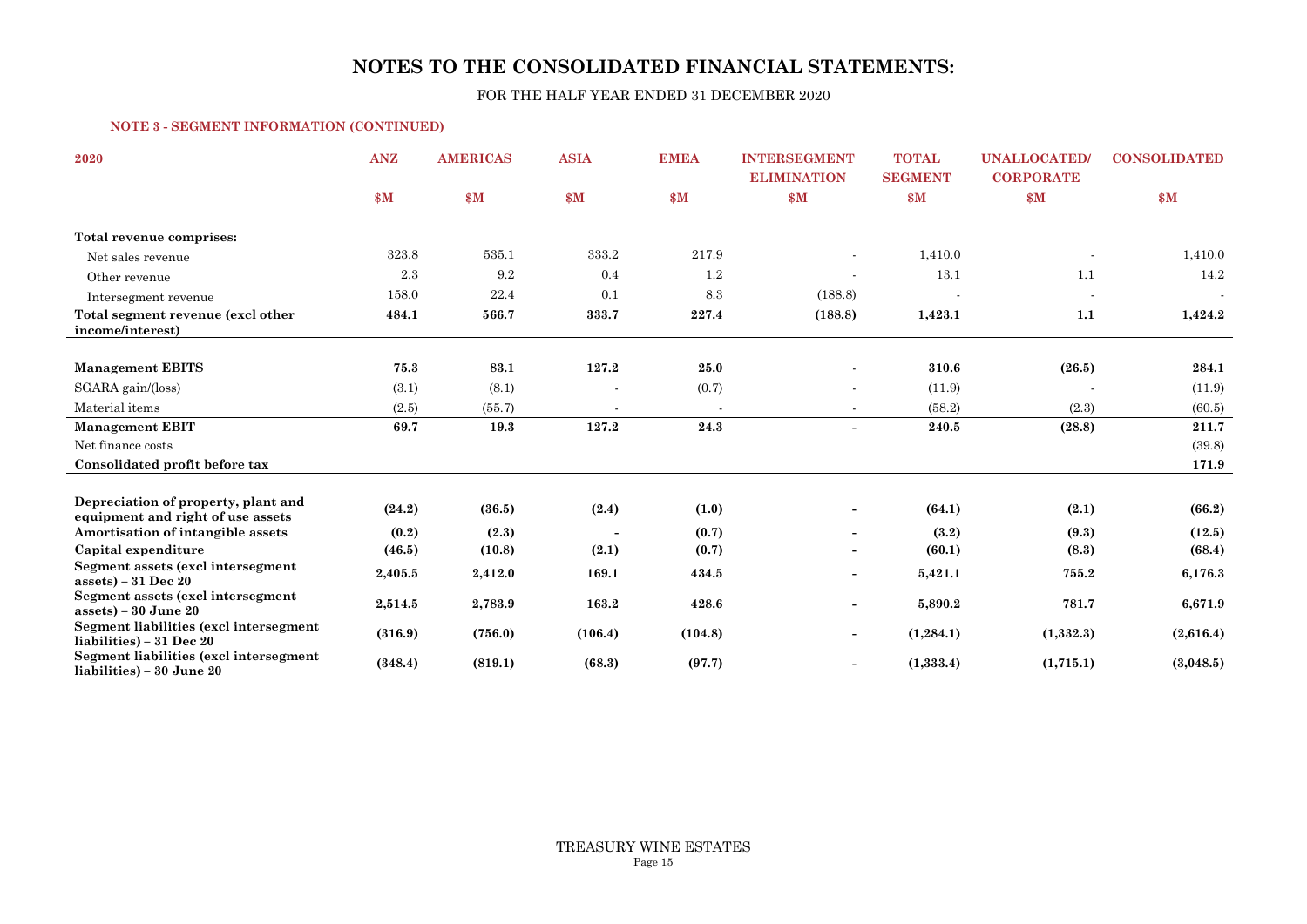# NOTES TO THE CONSOLIDATED FINANCIAL STATEMENTS:

FOR THE HALF YEAR ENDED 31 DECEMBER 2020

### NOTE 3 - SEGMENT INFORMATION (CONTINUED)

| 2020 | ANZ | AMERICAS | ASIA | EMEA | INTERSEGMENT ELIMINATION | TOTAL SEGMENT | UNALLOCATED/ CORPORATE | CONSOLIDATED |
|---|---|---|---|---|---|---|---|---|
| | $M | $M | $M | $M | $M | $M | $M | $M |
| **Total revenue comprises:** | | | | | | | | |
| Net sales revenue | 323.8 | 535.1 | 333.2 | 217.9 | - | 1,410.0 | - | 1,410.0 |
| Other revenue | 2.3 | 9.2 | 0.4 | 1.2 | - | 13.1 | 1.1 | 14.2 |
| Intersegment revenue | 158.0 | 22.4 | 0.1 | 8.3 | (188.8) | - | - | - |
| **Total segment revenue (excl other income/interest)** | **484.1** | **566.7** | **333.7** | **227.4** | **(188.8)** | **1,423.1** | **1.1** | **1,424.2** |
| | | | | | | | | |
| **Management EBITS** | **75.3** | **83.1** | **127.2** | **25.0** | - | **310.6** | **(26.5)** | **284.1** |
| SGARA gain/(loss) | (3.1) | (8.1) | - | (0.7) | - | (11.9) | - | (11.9) |
| Material items | (2.5) | (55.7) | - | - | - | (58.2) | (2.3) | (60.5) |
| **Management EBIT** | **69.7** | **19.3** | **127.2** | **24.3** | **-** | **240.5** | **(28.8)** | **211.7** |
| Net finance costs | | | | | | | | (39.8) |
| **Consolidated profit before tax** | | | | | | | | **171.9** |
| | | | | | | | | |
| **Depreciation of property, plant and equipment and right of use assets** | **(24.2)** | **(36.5)** | **(2.4)** | **(1.0)** | **-** | **(64.1)** | **(2.1)** | **(66.2)** |
| **Amortisation of intangible assets** | **(0.2)** | **(2.3)** | **-** | **(0.7)** | **-** | **(3.2)** | **(9.3)** | **(12.5)** |
| **Capital expenditure** | **(46.5)** | **(10.8)** | **(2.1)** | **(0.7)** | **-** | **(60.1)** | **(8.3)** | **(68.4)** |
| **Segment assets (excl intersegment assets) – 31 Dec 20** | **2,405.5** | **2,412.0** | **169.1** | **434.5** | **-** | **5,421.1** | **755.2** | **6,176.3** |
| **Segment assets (excl intersegment assets) – 30 June 20** | **2,514.5** | **2,783.9** | **163.2** | **428.6** | **-** | **5,890.2** | **781.7** | **6,671.9** |
| **Segment liabilities (excl intersegment liabilities) – 31 Dec 20** | **(316.9)** | **(756.0)** | **(106.4)** | **(104.8)** | **-** | **(1,284.1)** | **(1,332.3)** | **(2,616.4)** |
| **Segment liabilities (excl intersegment liabilities) – 30 June 20** | **(348.4)** | **(819.1)** | **(68.3)** | **(97.7)** | **-** | **(1,333.4)** | **(1,715.1)** | **(3,048.5)** |

TREASURY WINE ESTATES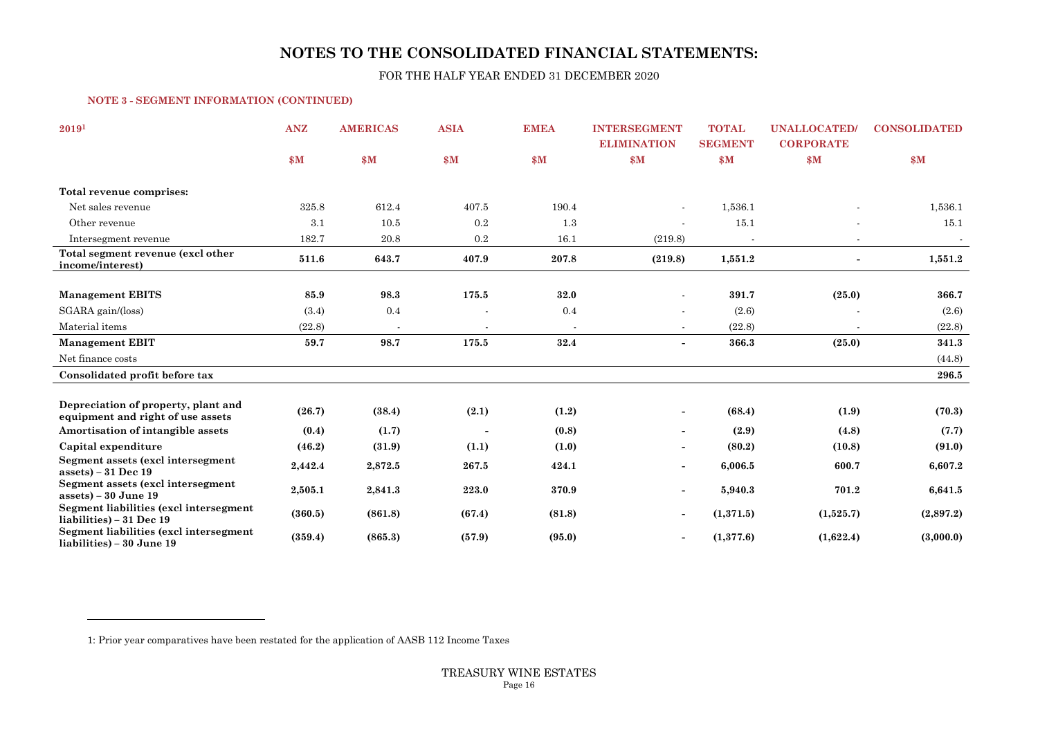# NOTES TO THE CONSOLIDATED FINANCIAL STATEMENTS:

FOR THE HALF YEAR ENDED 31 DECEMBER 2020

### NOTE 3 - SEGMENT INFORMATION (CONTINUED)

| 2019[1] | ANZ | AMERICAS | ASIA | EMEA | INTERSEGMENT ELIMINATION | TOTAL SEGMENT | UNALLOCATED/ CORPORATE | CONSOLIDATED |
|---|---|---|---|---|---|---|---|---|
| | $M | $M | $M | $M | $M | $M | $M | $M |
| **Total revenue comprises:** | | | | | | | | |
| Net sales revenue | 325.8 | 612.4 | 407.5 | 190.4 | - | 1,536.1 | - | 1,536.1 |
| Other revenue | 3.1 | 10.5 | 0.2 | 1.3 | - | 15.1 | - | 15.1 |
| Intersegment revenue | 182.7 | 20.8 | 0.2 | 16.1 | (219.8) | - | - | - |
| **Total segment revenue (excl other income/interest)** | **511.6** | **643.7** | **407.9** | **207.8** | **(219.8)** | **1,551.2** | **-** | **1,551.2** |
| **Management EBITS** | **85.9** | **98.3** | **175.5** | **32.0** | - | **391.7** | **(25.0)** | **366.7** |
| SGARA gain/(loss) | (3.4) | 0.4 | - | 0.4 | - | (2.6) | - | (2.6) |
| Material items | (22.8) | - | - | - | - | (22.8) | - | (22.8) |
| **Management EBIT** | **59.7** | **98.7** | **175.5** | **32.4** | **-** | **366.3** | **(25.0)** | **341.3** |
| Net finance costs | | | | | | | | (44.8) |
| **Consolidated profit before tax** | | | | | | | | **296.5** |
| **Depreciation of property, plant and equipment and right of use assets** | **(26.7)** | **(38.4)** | **(2.1)** | **(1.2)** | **-** | **(68.4)** | **(1.9)** | **(70.3)** |
| **Amortisation of intangible assets** | **(0.4)** | **(1.7)** | **-** | **(0.8)** | **-** | **(2.9)** | **(4.8)** | **(7.7)** |
| **Capital expenditure** | **(46.2)** | **(31.9)** | **(1.1)** | **(1.0)** | **-** | **(80.2)** | **(10.8)** | **(91.0)** |
| **Segment assets (excl intersegment assets) – 31 Dec 19** | **2,442.4** | **2,872.5** | **267.5** | **424.1** | **-** | **6,006.5** | **600.7** | **6,607.2** |
| **Segment assets (excl intersegment assets) – 30 June 19** | **2,505.1** | **2,841.3** | **223.0** | **370.9** | **-** | **5,940.3** | **701.2** | **6,641.5** |
| **Segment liabilities (excl intersegment liabilities) – 31 Dec 19** | **(360.5)** | **(861.8)** | **(67.4)** | **(81.8)** | **-** | **(1,371.5)** | **(1,525.7)** | **(2,897.2)** |
| **Segment liabilities (excl intersegment liabilities) – 30 June 19** | **(359.4)** | **(865.3)** | **(57.9)** | **(95.0)** | **-** | **(1,377.6)** | **(1,622.4)** | **(3,000.0)** |

1: Prior year comparatives have been restated for the application of AASB 112 Income Taxes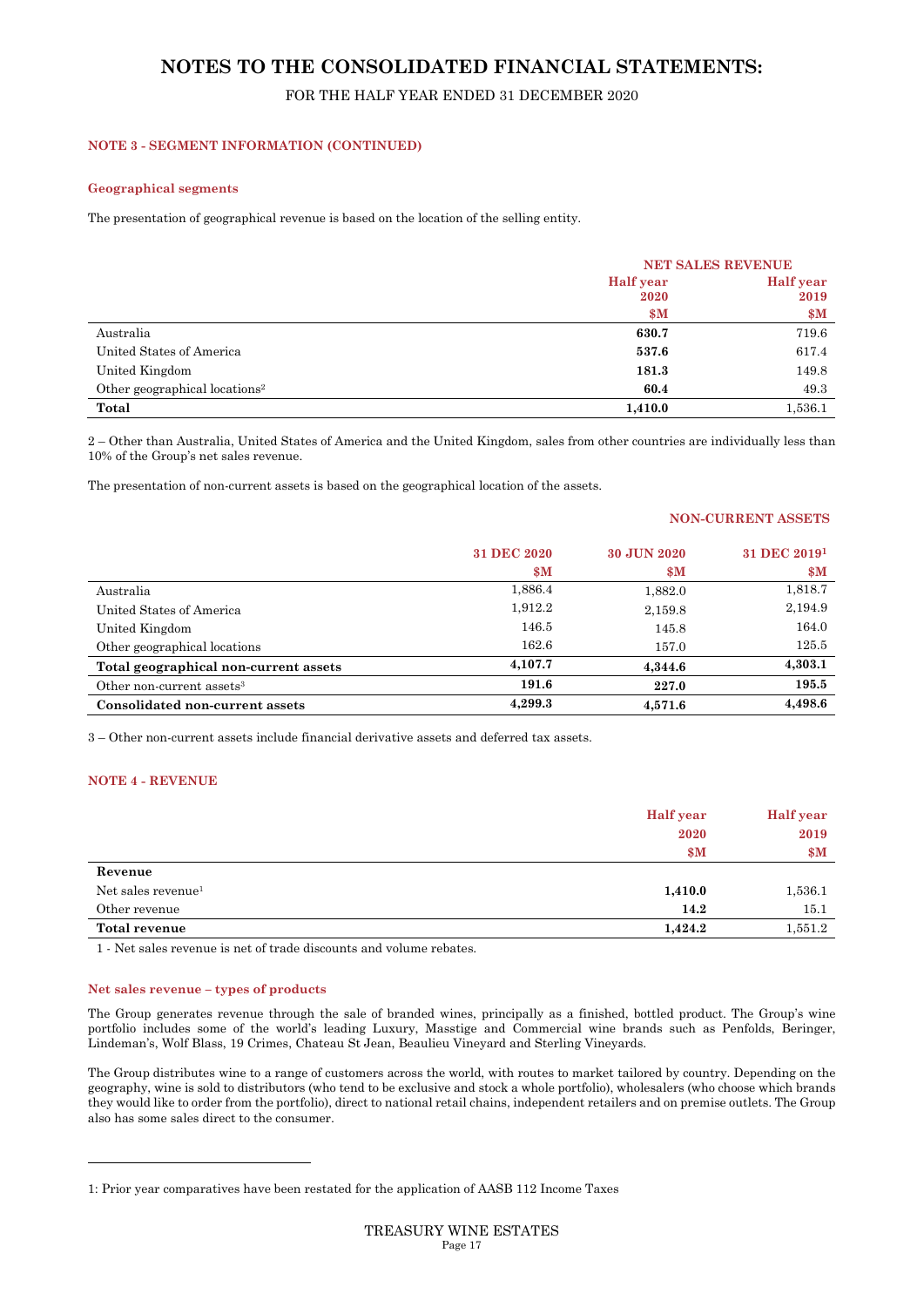# NOTES TO THE CONSOLIDATED FINANCIAL STATEMENTS:

FOR THE HALF YEAR ENDED 31 DECEMBER 2020

### NOTE 3 - SEGMENT INFORMATION (CONTINUED)

#### Geographical segments

The presentation of geographical revenue is based on the location of the selling entity.

| | NET SALES REVENUE | |
|---|---|---|
| | **Half year 2020 $M** | **Half year 2019 $M** |
| Australia | **630.7** | 719.6 |
| United States of America | **537.6** | 617.4 |
| United Kingdom | **181.3** | 149.8 |
| Other geographical locations[2] | **60.4** | 49.3 |
| **Total** | **1,410.0** | 1,536.1 |

2 – Other than Australia, United States of America and the United Kingdom, sales from other countries are individually less than 10% of the Group's net sales revenue.

The presentation of non-current assets is based on the geographical location of the assets.

| | NON-CURRENT ASSETS | | |
|---|---|---|---|
| | **31 DEC 2020 $M** | **30 JUN 2020 $M** | **31 DEC 2019[1] $M** |
| Australia | 1,886.4 | 1,882.0 | 1,818.7 |
| United States of America | 1,912.2 | 2,159.8 | 2,194.9 |
| United Kingdom | 146.5 | 145.8 | 164.0 |
| Other geographical locations | 162.6 | 157.0 | 125.5 |
| **Total geographical non-current assets** | **4,107.7** | **4,344.6** | **4,303.1** |
| Other non-current assets[3] | **191.6** | **227.0** | **195.5** |
| **Consolidated non-current assets** | **4,299.3** | **4,571.6** | **4,498.6** |

3 – Other non-current assets include financial derivative assets and deferred tax assets.

### NOTE 4 - REVENUE

| | **Half year 2020 $M** | **Half year 2019 $M** |
|---|---|---|
| **Revenue** | | |
| Net sales revenue[1] | **1,410.0** | 1,536.1 |
| Other revenue | **14.2** | 15.1 |
| **Total revenue** | **1,424.2** | 1,551.2 |

1 - Net sales revenue is net of trade discounts and volume rebates.

#### Net sales revenue – types of products

The Group generates revenue through the sale of branded wines, principally as a finished, bottled product. The Group's wine portfolio includes some of the world's leading Luxury, Masstige and Commercial wine brands such as Penfolds, Beringer, Lindeman's, Wolf Blass, 19 Crimes, Chateau St Jean, Beaulieu Vineyard and Sterling Vineyards.

The Group distributes wine to a range of customers across the world, with routes to market tailored by country. Depending on the geography, wine is sold to distributors (who tend to be exclusive and stock a whole portfolio), wholesalers (who choose which brands they would like to order from the portfolio), direct to national retail chains, independent retailers and on premise outlets. The Group also has some sales direct to the consumer.

1: Prior year comparatives have been restated for the application of AASB 112 Income Taxes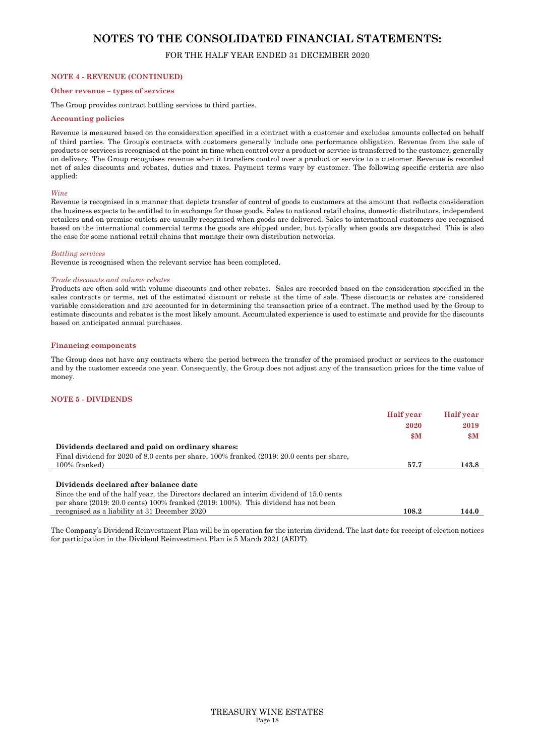# NOTES TO THE CONSOLIDATED FINANCIAL STATEMENTS:

FOR THE HALF YEAR ENDED 31 DECEMBER 2020

### NOTE 4 - REVENUE (CONTINUED)

#### Other revenue – types of services

The Group provides contract bottling services to third parties.

#### Accounting policies

Revenue is measured based on the consideration specified in a contract with a customer and excludes amounts collected on behalf of third parties. The Group's contracts with customers generally include one performance obligation. Revenue from the sale of products or services is recognised at the point in time when control over a product or service is transferred to the customer, generally on delivery. The Group recognises revenue when it transfers control over a product or service to a customer. Revenue is recorded net of sales discounts and rebates, duties and taxes. Payment terms vary by customer. The following specific criteria are also applied:

*Wine*

Revenue is recognised in a manner that depicts transfer of control of goods to customers at the amount that reflects consideration the business expects to be entitled to in exchange for those goods. Sales to national retail chains, domestic distributors, independent retailers and on premise outlets are usually recognised when goods are delivered. Sales to international customers are recognised based on the international commercial terms the goods are shipped under, but typically when goods are despatched. This is also the case for some national retail chains that manage their own distribution networks.

*Bottling services*

Revenue is recognised when the relevant service has been completed.

*Trade discounts and volume rebates*

Products are often sold with volume discounts and other rebates. Sales are recorded based on the consideration specified in the sales contracts or terms, net of the estimated discount or rebate at the time of sale. These discounts or rebates are considered variable consideration and are accounted for in determining the transaction price of a contract. The method used by the Group to estimate discounts and rebates is the most likely amount. Accumulated experience is used to estimate and provide for the discounts based on anticipated annual purchases.

#### Financing components

The Group does not have any contracts where the period between the transfer of the promised product or services to the customer and by the customer exceeds one year. Consequently, the Group does not adjust any of the transaction prices for the time value of money.

### NOTE 5 - DIVIDENDS

| | Half year 2020 $M | Half year 2019 $M |
|---|---|---|
| **Dividends declared and paid on ordinary shares:** | | |
| Final dividend for 2020 of 8.0 cents per share, 100% franked (2019: 20.0 cents per share, 100% franked) | **57.7** | **143.8** |
| **Dividends declared after balance date** | | |
| Since the end of the half year, the Directors declared an interim dividend of 15.0 cents per share (2019: 20.0 cents) 100% franked (2019: 100%). This dividend has not been recognised as a liability at 31 December 2020 | **108.2** | **144.0** |

The Company's Dividend Reinvestment Plan will be in operation for the interim dividend. The last date for receipt of election notices for participation in the Dividend Reinvestment Plan is 5 March 2021 (AEDT).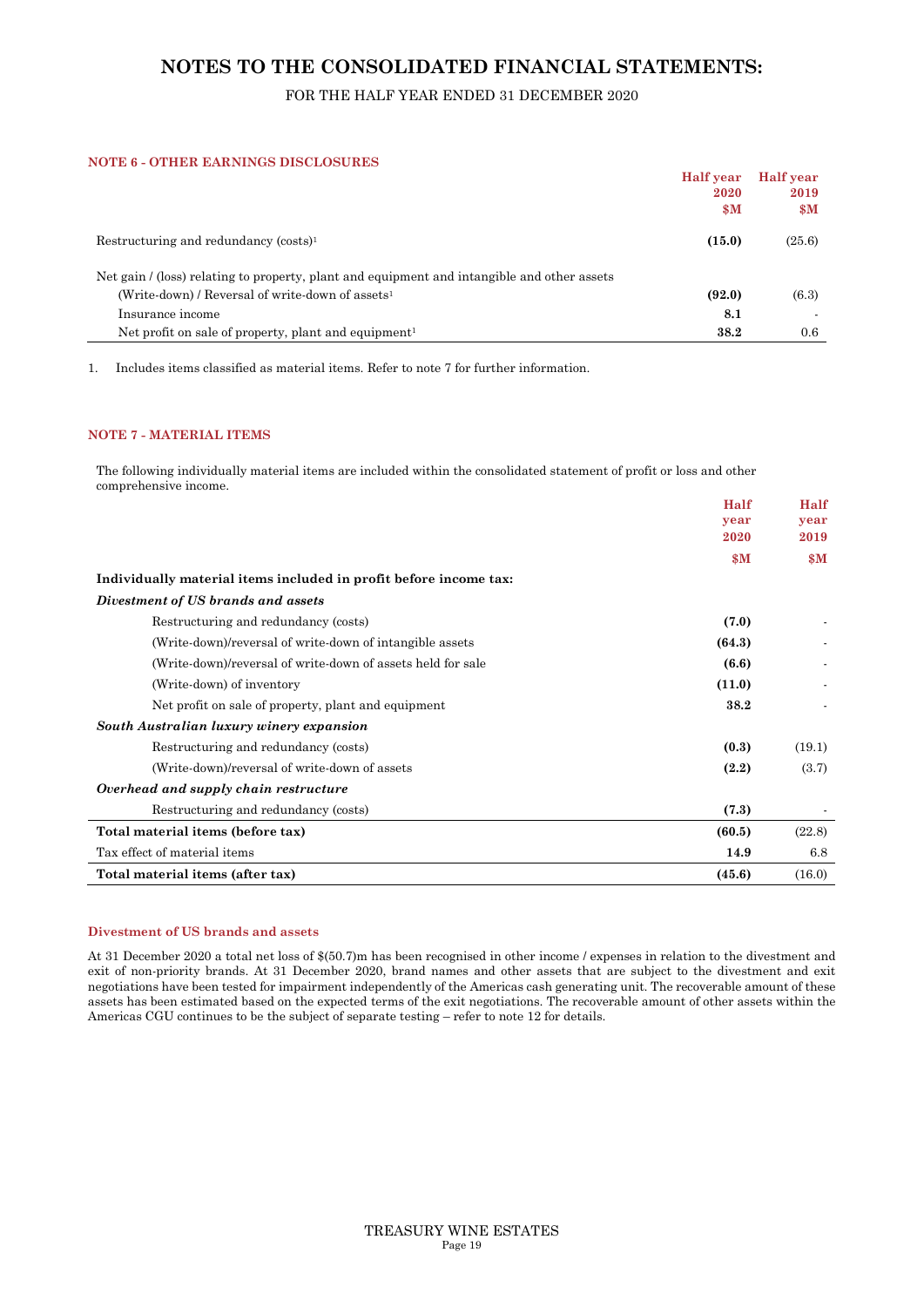# NOTES TO THE CONSOLIDATED FINANCIAL STATEMENTS:

FOR THE HALF YEAR ENDED 31 DECEMBER 2020

## NOTE 6 - OTHER EARNINGS DISCLOSURES

| | Half year 2020 $M | Half year 2019 $M |
|---|---|---|
| Restructuring and redundancy (costs)[1] | **(15.0)** | (25.6) |
| Net gain / (loss) relating to property, plant and equipment and intangible and other assets | | |
| (Write-down) / Reversal of write-down of assets[1] | **(92.0)** | (6.3) |
| Insurance income | **8.1** | - |
| Net profit on sale of property, plant and equipment[1] | **38.2** | 0.6 |

1. Includes items classified as material items. Refer to note 7 for further information.

## NOTE 7 - MATERIAL ITEMS

The following individually material items are included within the consolidated statement of profit or loss and other comprehensive income.

| | Half year 2020 $M | Half year 2019 $M |
|---|---|---|
| **Individually material items included in profit before income tax:** | | |
| ***Divestment of US brands and assets*** | | |
| Restructuring and redundancy (costs) | **(7.0)** | - |
| (Write-down)/reversal of write-down of intangible assets | **(64.3)** | - |
| (Write-down)/reversal of write-down of assets held for sale | **(6.6)** | - |
| (Write-down) of inventory | **(11.0)** | - |
| Net profit on sale of property, plant and equipment | **38.2** | - |
| ***South Australian luxury winery expansion*** | | |
| Restructuring and redundancy (costs) | **(0.3)** | (19.1) |
| (Write-down)/reversal of write-down of assets | **(2.2)** | (3.7) |
| ***Overhead and supply chain restructure*** | | |
| Restructuring and redundancy (costs) | **(7.3)** | - |
| **Total material items (before tax)** | **(60.5)** | (22.8) |
| Tax effect of material items | **14.9** | 6.8 |
| **Total material items (after tax)** | **(45.6)** | (16.0) |

### Divestment of US brands and assets

At 31 December 2020 a total net loss of $(50.7)m has been recognised in other income / expenses in relation to the divestment and exit of non-priority brands. At 31 December 2020, brand names and other assets that are subject to the divestment and exit negotiations have been tested for impairment independently of the Americas cash generating unit. The recoverable amount of these assets has been estimated based on the expected terms of the exit negotiations. The recoverable amount of other assets within the Americas CGU continues to be the subject of separate testing – refer to note 12 for details.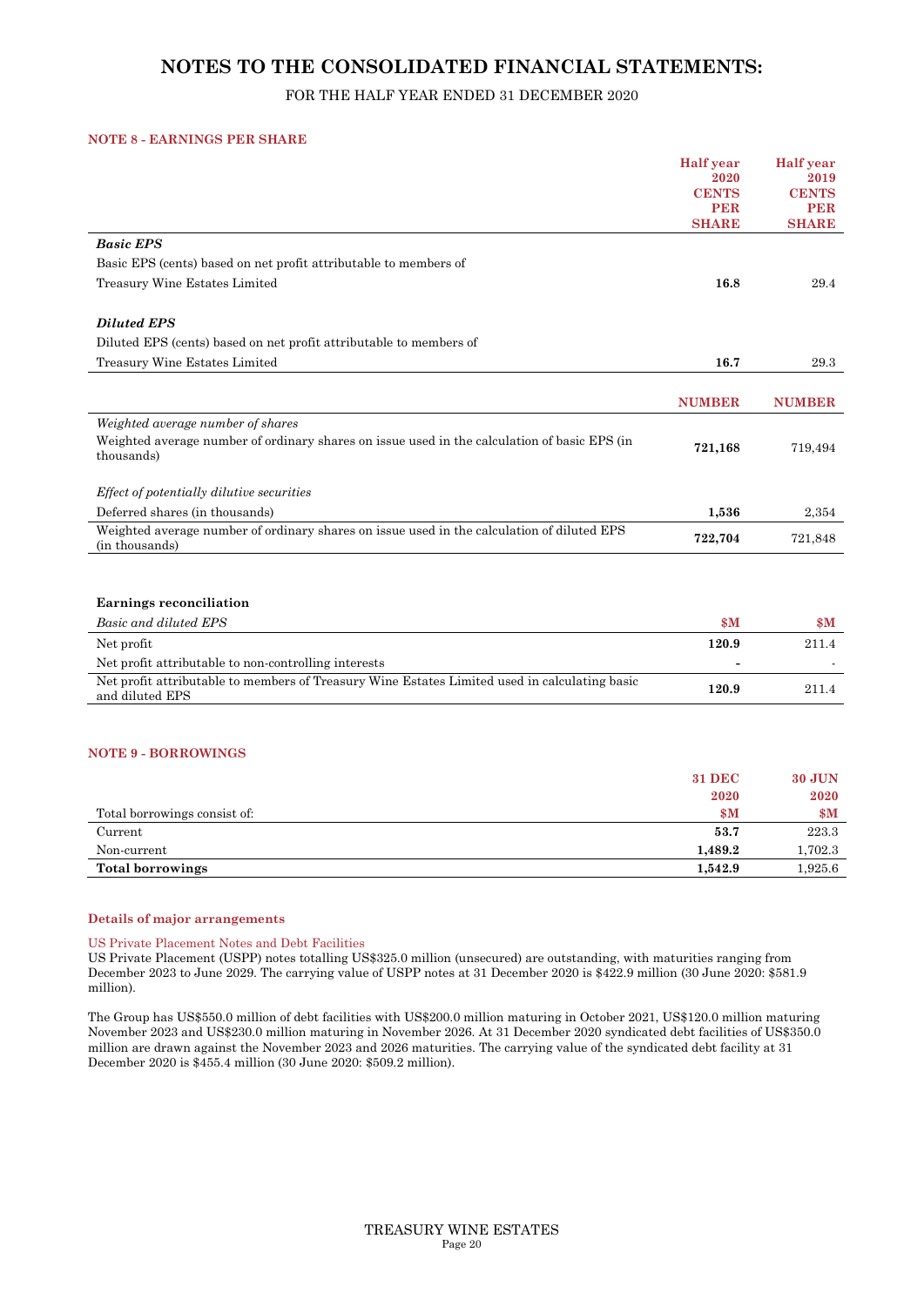# NOTES TO THE CONSOLIDATED FINANCIAL STATEMENTS:

FOR THE HALF YEAR ENDED 31 DECEMBER 2020

## NOTE 8 - EARNINGS PER SHARE

| | **Half year 2020 CENTS PER SHARE** | **Half year 2019 CENTS PER SHARE** |
|---|---|---|
| ***Basic EPS*** | | |
| Basic EPS (cents) based on net profit attributable to members of | | |
| Treasury Wine Estates Limited | **16.8** | 29.4 |
| ***Diluted EPS*** | | |
| Diluted EPS (cents) based on net profit attributable to members of | | |
| Treasury Wine Estates Limited | **16.7** | 29.3 |

| | **NUMBER** | **NUMBER** |
|---|---|---|
| *Weighted average number of shares* | | |
| Weighted average number of ordinary shares on issue used in the calculation of basic EPS (in thousands) | **721,168** | 719,494 |
| *Effect of potentially dilutive securities* | | |
| Deferred shares (in thousands) | **1,536** | 2,354 |
| Weighted average number of ordinary shares on issue used in the calculation of diluted EPS (in thousands) | **722,704** | 721,848 |

**Earnings reconciliation**

| *Basic and diluted EPS* | **$M** | **$M** |
|---|---|---|
| Net profit | **120.9** | 211.4 |
| Net profit attributable to non-controlling interests | **-** | - |
| Net profit attributable to members of Treasury Wine Estates Limited used in calculating basic and diluted EPS | **120.9** | 211.4 |

## NOTE 9 - BORROWINGS

| Total borrowings consist of: | **31 DEC 2020 $M** | **30 JUN 2020 $M** |
|---|---|---|
| Current | **53.7** | 223.3 |
| Non-current | **1,489.2** | 1,702.3 |
| **Total borrowings** | **1,542.9** | 1,925.6 |

### Details of major arrangements

US Private Placement Notes and Debt Facilities

US Private Placement (USPP) notes totalling US$325.0 million (unsecured) are outstanding, with maturities ranging from December 2023 to June 2029. The carrying value of USPP notes at 31 December 2020 is $422.9 million (30 June 2020: $581.9 million).

The Group has US$550.0 million of debt facilities with US$200.0 million maturing in October 2021, US$120.0 million maturing November 2023 and US$230.0 million maturing in November 2026. At 31 December 2020 syndicated debt facilities of US$350.0 million are drawn against the November 2023 and 2026 maturities. The carrying value of the syndicated debt facility at 31 December 2020 is $455.4 million (30 June 2020: $509.2 million).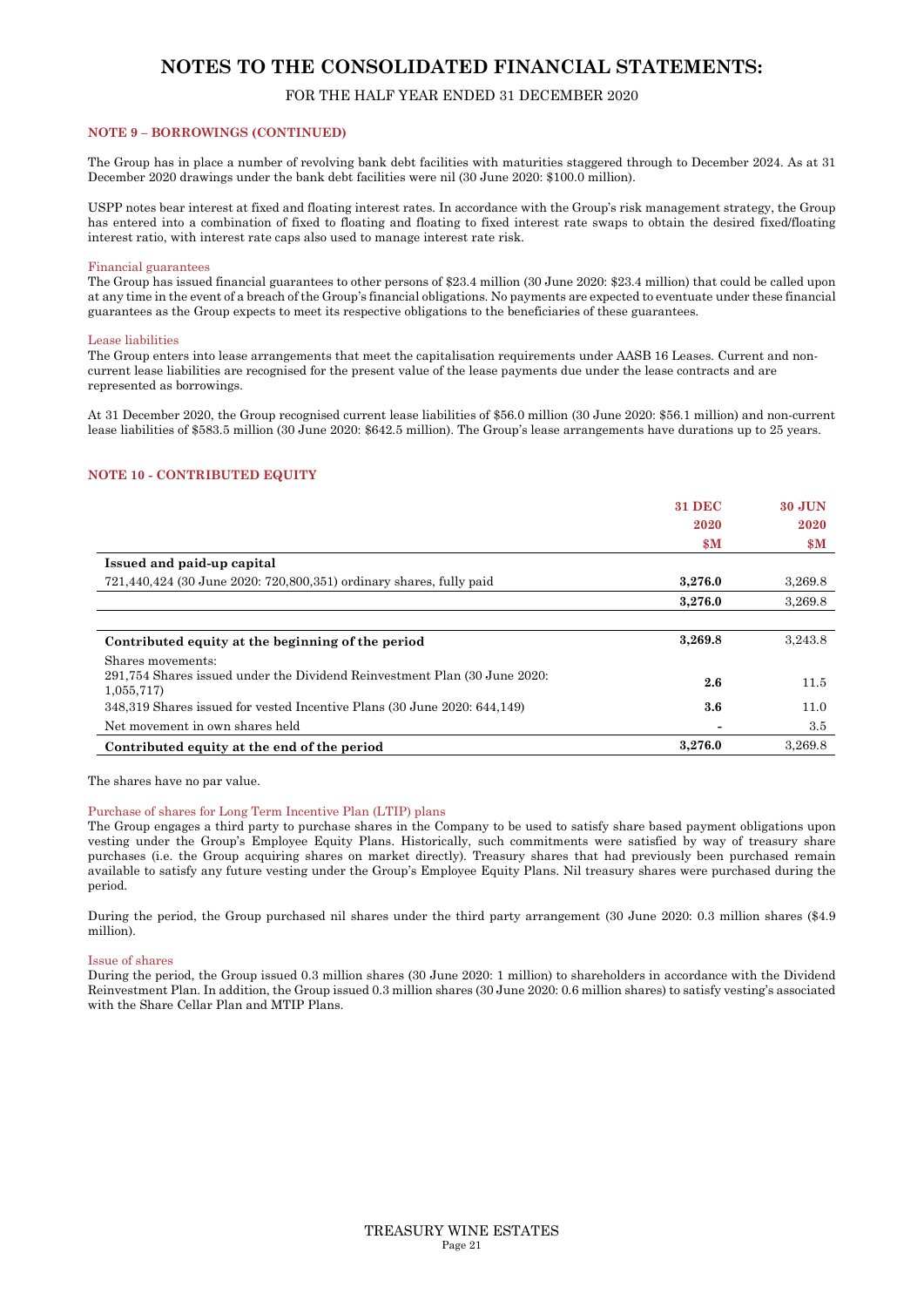# NOTES TO THE CONSOLIDATED FINANCIAL STATEMENTS:

FOR THE HALF YEAR ENDED 31 DECEMBER 2020

### NOTE 9 – BORROWINGS (CONTINUED)

The Group has in place a number of revolving bank debt facilities with maturities staggered through to December 2024. As at 31 December 2020 drawings under the bank debt facilities were nil (30 June 2020: $100.0 million).

USPP notes bear interest at fixed and floating interest rates. In accordance with the Group's risk management strategy, the Group has entered into a combination of fixed to floating and floating to fixed interest rate swaps to obtain the desired fixed/floating interest ratio, with interest rate caps also used to manage interest rate risk.

#### Financial guarantees

The Group has issued financial guarantees to other persons of $23.4 million (30 June 2020: $23.4 million) that could be called upon at any time in the event of a breach of the Group's financial obligations. No payments are expected to eventuate under these financial guarantees as the Group expects to meet its respective obligations to the beneficiaries of these guarantees.

#### Lease liabilities

The Group enters into lease arrangements that meet the capitalisation requirements under AASB 16 Leases. Current and non-current lease liabilities are recognised for the present value of the lease payments due under the lease contracts and are represented as borrowings.

At 31 December 2020, the Group recognised current lease liabilities of $56.0 million (30 June 2020: $56.1 million) and non-current lease liabilities of $583.5 million (30 June 2020: $642.5 million). The Group's lease arrangements have durations up to 25 years.

### NOTE 10 - CONTRIBUTED EQUITY

| | 31 DEC 2020 $M | 30 JUN 2020 $M |
|---|---|---|
| **Issued and paid-up capital** | | |
| 721,440,424 (30 June 2020: 720,800,351) ordinary shares, fully paid | **3,276.0** | 3,269.8 |
| | **3,276.0** | 3,269.8 |
| | | |
| **Contributed equity at the beginning of the period** | **3,269.8** | 3,243.8 |
| Shares movements: | | |
| 291,754 Shares issued under the Dividend Reinvestment Plan (30 June 2020: 1,055,717) | **2.6** | 11.5 |
| 348,319 Shares issued for vested Incentive Plans (30 June 2020: 644,149) | **3.6** | 11.0 |
| Net movement in own shares held | **-** | 3.5 |
| **Contributed equity at the end of the period** | **3,276.0** | 3,269.8 |

The shares have no par value.

#### Purchase of shares for Long Term Incentive Plan (LTIP) plans

The Group engages a third party to purchase shares in the Company to be used to satisfy share based payment obligations upon vesting under the Group's Employee Equity Plans. Historically, such commitments were satisfied by way of treasury share purchases (i.e. the Group acquiring shares on market directly). Treasury shares that had previously been purchased remain available to satisfy any future vesting under the Group's Employee Equity Plans. Nil treasury shares were purchased during the period.

During the period, the Group purchased nil shares under the third party arrangement (30 June 2020: 0.3 million shares ($4.9 million).

#### Issue of shares

During the period, the Group issued 0.3 million shares (30 June 2020: 1 million) to shareholders in accordance with the Dividend Reinvestment Plan. In addition, the Group issued 0.3 million shares (30 June 2020: 0.6 million shares) to satisfy vesting's associated with the Share Cellar Plan and MTIP Plans.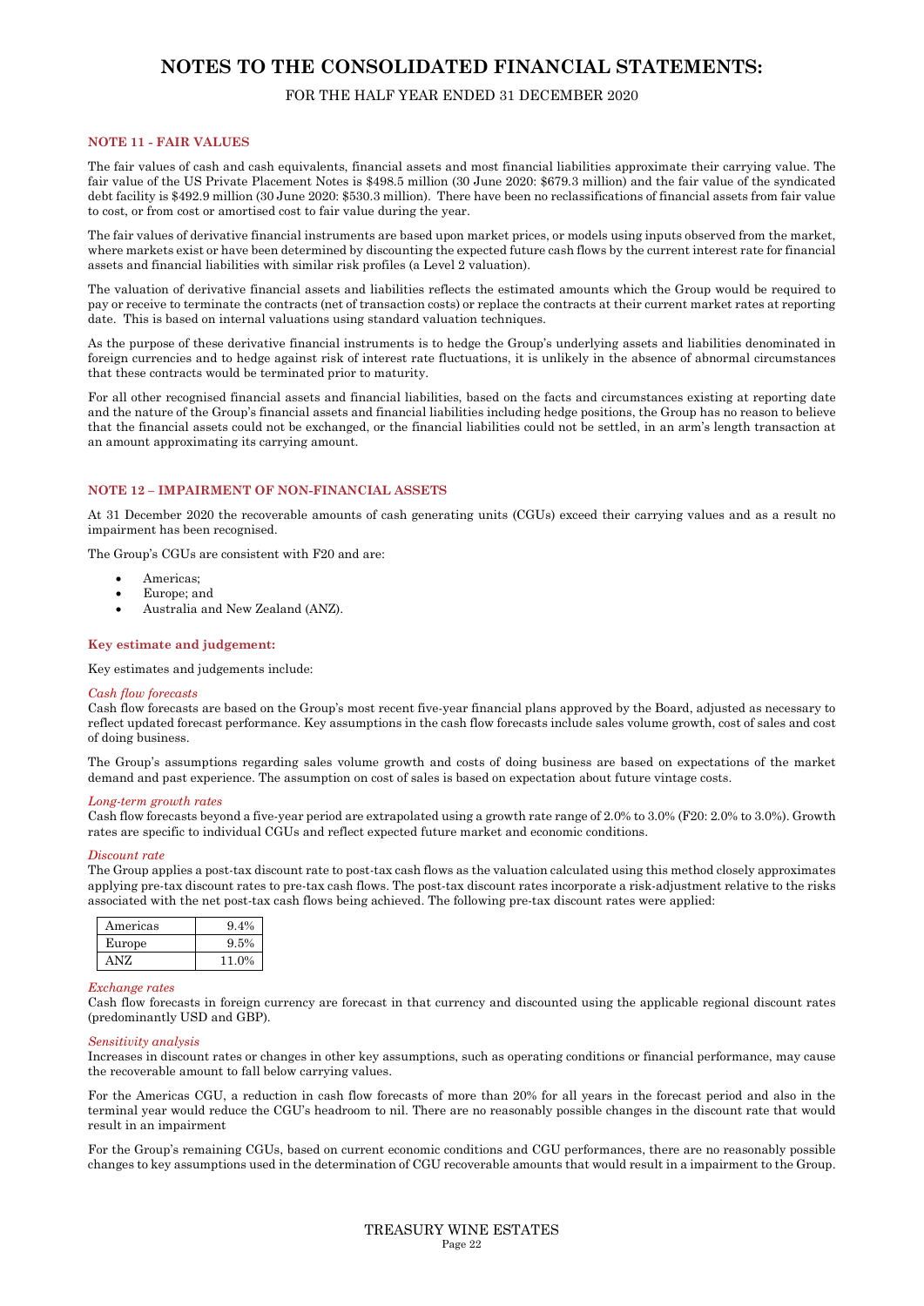# NOTES TO THE CONSOLIDATED FINANCIAL STATEMENTS:

FOR THE HALF YEAR ENDED 31 DECEMBER 2020

## NOTE 11 - FAIR VALUES

The fair values of cash and cash equivalents, financial assets and most financial liabilities approximate their carrying value. The fair value of the US Private Placement Notes is $498.5 million (30 June 2020: $679.3 million) and the fair value of the syndicated debt facility is $492.9 million (30 June 2020: $530.3 million). There have been no reclassifications of financial assets from fair value to cost, or from cost or amortised cost to fair value during the year.

The fair values of derivative financial instruments are based upon market prices, or models using inputs observed from the market, where markets exist or have been determined by discounting the expected future cash flows by the current interest rate for financial assets and financial liabilities with similar risk profiles (a Level 2 valuation).

The valuation of derivative financial assets and liabilities reflects the estimated amounts which the Group would be required to pay or receive to terminate the contracts (net of transaction costs) or replace the contracts at their current market rates at reporting date. This is based on internal valuations using standard valuation techniques.

As the purpose of these derivative financial instruments is to hedge the Group's underlying assets and liabilities denominated in foreign currencies and to hedge against risk of interest rate fluctuations, it is unlikely in the absence of abnormal circumstances that these contracts would be terminated prior to maturity.

For all other recognised financial assets and financial liabilities, based on the facts and circumstances existing at reporting date and the nature of the Group's financial assets and financial liabilities including hedge positions, the Group has no reason to believe that the financial assets could not be exchanged, or the financial liabilities could not be settled, in an arm's length transaction at an amount approximating its carrying amount.

## NOTE 12 – IMPAIRMENT OF NON-FINANCIAL ASSETS

At 31 December 2020 the recoverable amounts of cash generating units (CGUs) exceed their carrying values and as a result no impairment has been recognised.

The Group's CGUs are consistent with F20 and are:

- Americas;
- Europe; and
- Australia and New Zealand (ANZ).

### Key estimate and judgement:

Key estimates and judgements include:

*Cash flow forecasts*

Cash flow forecasts are based on the Group's most recent five-year financial plans approved by the Board, adjusted as necessary to reflect updated forecast performance. Key assumptions in the cash flow forecasts include sales volume growth, cost of sales and cost of doing business.

The Group's assumptions regarding sales volume growth and costs of doing business are based on expectations of the market demand and past experience. The assumption on cost of sales is based on expectation about future vintage costs.

*Long-term growth rates*

Cash flow forecasts beyond a five-year period are extrapolated using a growth rate range of 2.0% to 3.0% (F20: 2.0% to 3.0%). Growth rates are specific to individual CGUs and reflect expected future market and economic conditions.

*Discount rate*

The Group applies a post-tax discount rate to post-tax cash flows as the valuation calculated using this method closely approximates applying pre-tax discount rates to pre-tax cash flows. The post-tax discount rates incorporate a risk-adjustment relative to the risks associated with the net post-tax cash flows being achieved. The following pre-tax discount rates were applied:

| | |
|---|---|
| Americas | 9.4% |
| Europe | 9.5% |
| ANZ | 11.0% |

*Exchange rates*

Cash flow forecasts in foreign currency are forecast in that currency and discounted using the applicable regional discount rates (predominantly USD and GBP).

*Sensitivity analysis*

Increases in discount rates or changes in other key assumptions, such as operating conditions or financial performance, may cause the recoverable amount to fall below carrying values.

For the Americas CGU, a reduction in cash flow forecasts of more than 20% for all years in the forecast period and also in the terminal year would reduce the CGU's headroom to nil. There are no reasonably possible changes in the discount rate that would result in an impairment

For the Group's remaining CGUs, based on current economic conditions and CGU performances, there are no reasonably possible changes to key assumptions used in the determination of CGU recoverable amounts that would result in a impairment to the Group.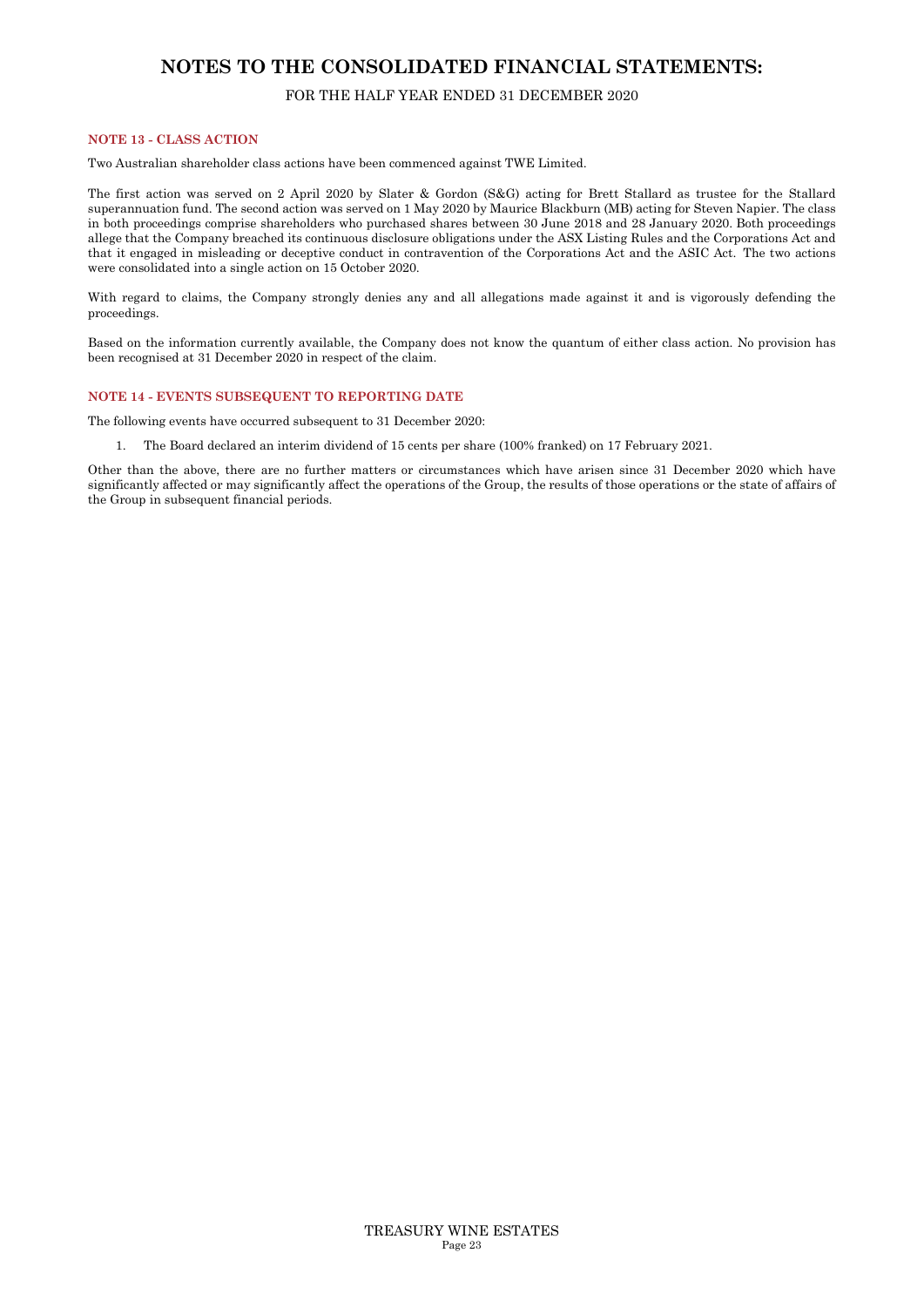# NOTES TO THE CONSOLIDATED FINANCIAL STATEMENTS:

FOR THE HALF YEAR ENDED 31 DECEMBER 2020

### NOTE 13 - CLASS ACTION

Two Australian shareholder class actions have been commenced against TWE Limited.

The first action was served on 2 April 2020 by Slater & Gordon (S&G) acting for Brett Stallard as trustee for the Stallard superannuation fund. The second action was served on 1 May 2020 by Maurice Blackburn (MB) acting for Steven Napier. The class in both proceedings comprise shareholders who purchased shares between 30 June 2018 and 28 January 2020. Both proceedings allege that the Company breached its continuous disclosure obligations under the ASX Listing Rules and the Corporations Act and that it engaged in misleading or deceptive conduct in contravention of the Corporations Act and the ASIC Act. The two actions were consolidated into a single action on 15 October 2020.

With regard to claims, the Company strongly denies any and all allegations made against it and is vigorously defending the proceedings.

Based on the information currently available, the Company does not know the quantum of either class action. No provision has been recognised at 31 December 2020 in respect of the claim.

### NOTE 14 - EVENTS SUBSEQUENT TO REPORTING DATE

The following events have occurred subsequent to 31 December 2020:

1. The Board declared an interim dividend of 15 cents per share (100% franked) on 17 February 2021.

Other than the above, there are no further matters or circumstances which have arisen since 31 December 2020 which have significantly affected or may significantly affect the operations of the Group, the results of those operations or the state of affairs of the Group in subsequent financial periods.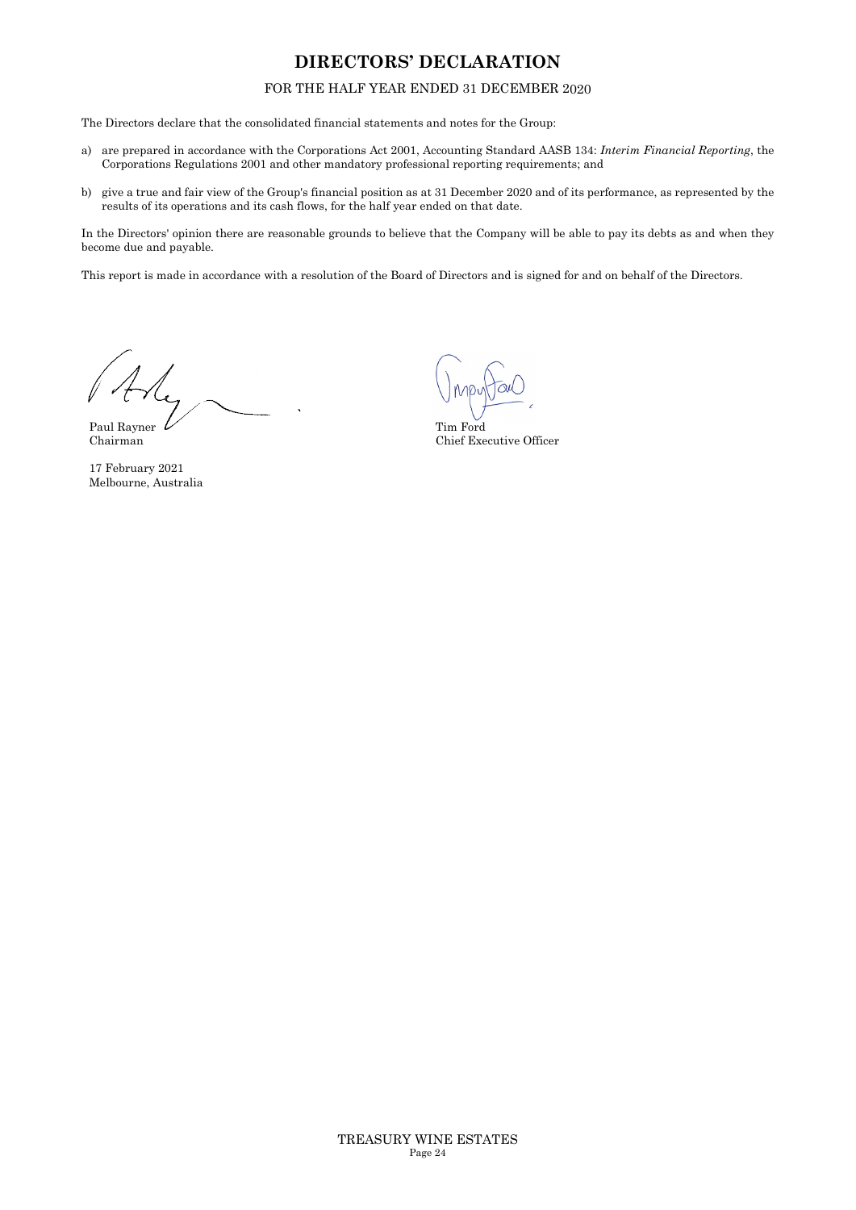# DIRECTORS' DECLARATION

FOR THE HALF YEAR ENDED 31 DECEMBER 2020

The Directors declare that the consolidated financial statements and notes for the Group:

a) are prepared in accordance with the Corporations Act 2001, Accounting Standard AASB 134: *Interim Financial Reporting*, the Corporations Regulations 2001 and other mandatory professional reporting requirements; and

b) give a true and fair view of the Group's financial position as at 31 December 2020 and of its performance, as represented by the results of its operations and its cash flows, for the half year ended on that date.

In the Directors' opinion there are reasonable grounds to believe that the Company will be able to pay its debts as and when they become due and payable.

This report is made in accordance with a resolution of the Board of Directors and is signed for and on behalf of the Directors.

Paul Rayner
Chairman

Tim Ford
Chief Executive Officer

17 February 2021
Melbourne, Australia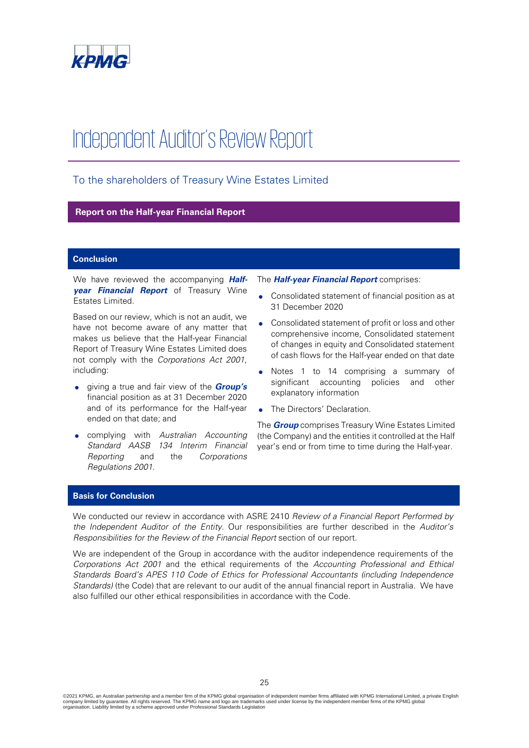# Independent Auditor's Review Report

## To the shareholders of Treasury Wine Estates Limited

### Report on the Half-year Financial Report

#### Conclusion

We have reviewed the accompanying ***Half-year Financial Report*** of Treasury Wine Estates Limited.

Based on our review, which is not an audit, we have not become aware of any matter that makes us believe that the Half-year Financial Report of Treasury Wine Estates Limited does not comply with the *Corporations Act 2001*, including:

- giving a true and fair view of the ***Group's*** financial position as at 31 December 2020 and of its performance for the Half-year ended on that date; and
- complying with *Australian Accounting Standard AASB 134 Interim Financial Reporting* and the *Corporations Regulations 2001*.

The ***Half-year Financial Report*** comprises:

- Consolidated statement of financial position as at 31 December 2020
- Consolidated statement of profit or loss and other comprehensive income, Consolidated statement of changes in equity and Consolidated statement of cash flows for the Half-year ended on that date
- Notes 1 to 14 comprising a summary of significant accounting policies and other explanatory information
- The Directors' Declaration.

The ***Group*** comprises Treasury Wine Estates Limited (the Company) and the entities it controlled at the Half year's end or from time to time during the Half-year.

#### Basis for Conclusion

We conducted our review in accordance with ASRE 2410 *Review of a Financial Report Performed by the Independent Auditor of the Entity*. Our responsibilities are further described in the *Auditor's Responsibilities for the Review of the Financial Report* section of our report.

We are independent of the Group in accordance with the auditor independence requirements of the *Corporations Act 2001* and the ethical requirements of the *Accounting Professional and Ethical Standards Board's APES 110 Code of Ethics for Professional Accountants (including Independence Standards)* (the Code) that are relevant to our audit of the annual financial report in Australia. We have also fulfilled our other ethical responsibilities in accordance with the Code.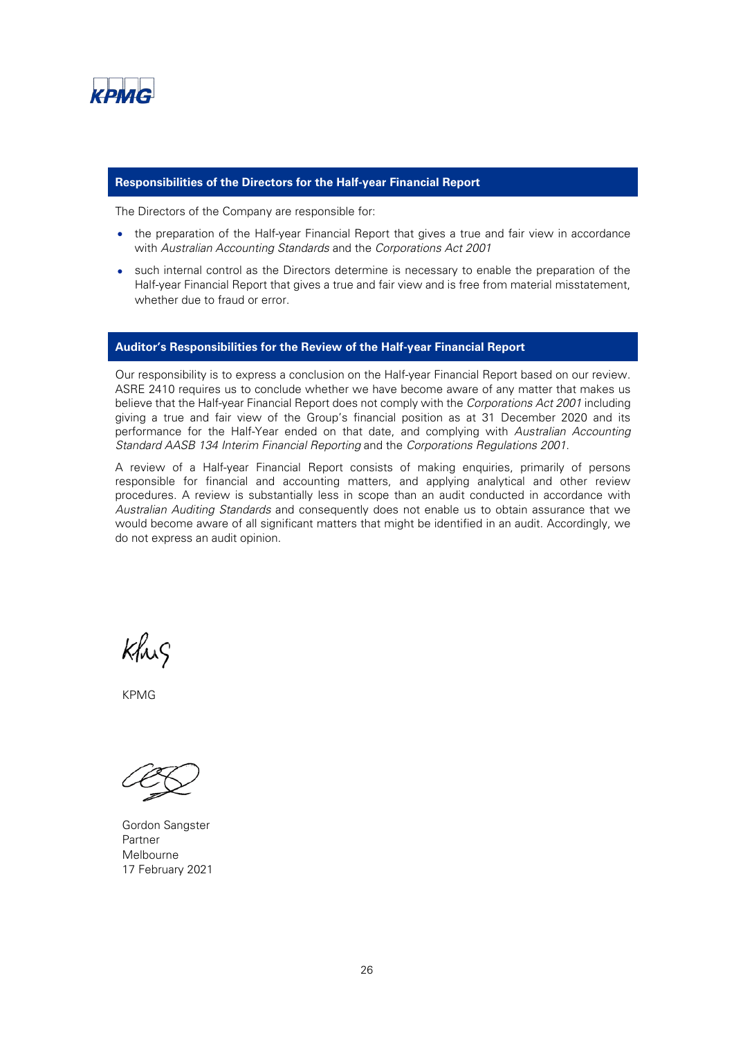## Responsibilities of the Directors for the Half-year Financial Report

The Directors of the Company are responsible for:

- the preparation of the Half-year Financial Report that gives a true and fair view in accordance with *Australian Accounting Standards* and the *Corporations Act 2001*
- such internal control as the Directors determine is necessary to enable the preparation of the Half-year Financial Report that gives a true and fair view and is free from material misstatement, whether due to fraud or error.

## Auditor's Responsibilities for the Review of the Half-year Financial Report

Our responsibility is to express a conclusion on the Half-year Financial Report based on our review. ASRE 2410 requires us to conclude whether we have become aware of any matter that makes us believe that the Half-year Financial Report does not comply with the *Corporations Act 2001* including giving a true and fair view of the Group's financial position as at 31 December 2020 and its performance for the Half-Year ended on that date, and complying with *Australian Accounting Standard AASB 134 Interim Financial Reporting* and the *Corporations Regulations 2001*.

A review of a Half-year Financial Report consists of making enquiries, primarily of persons responsible for financial and accounting matters, and applying analytical and other review procedures. A review is substantially less in scope than an audit conducted in accordance with *Australian Auditing Standards* and consequently does not enable us to obtain assurance that we would become aware of all significant matters that might be identified in an audit. Accordingly, we do not express an audit opinion.

KPMG

Gordon Sangster
Partner
Melbourne
17 February 2021